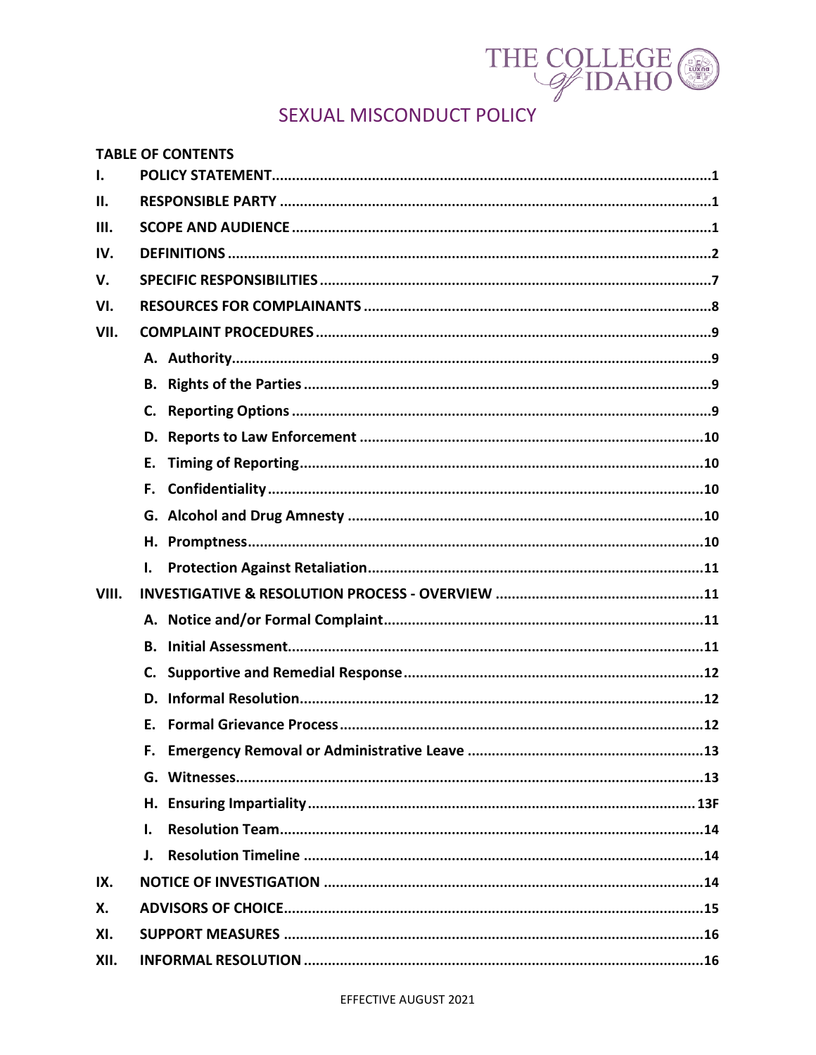THE COLLEGE *of* IDAHO

# SEXUAL MISCONDUCT POLICY

**TABLE OF CONTENTS**

**I. POLICY STATEMENT ............................................................ 1**

**II. RESPONSIBLE PARTY ............................................................ 1**

**III. SCOPE AND AUDIENCE ............................................................ 1**

**IV. DEFINITIONS ............................................................ 2**

**V. SPECIFIC RESPONSIBILITIES ............................................................ 7**

**VI. RESOURCES FOR COMPLAINANTS ............................................................ 8**

**VII. COMPLAINT PROCEDURES ............................................................ 9**

- **A. Authority ............................................................ 9**
- **B. Rights of the Parties ............................................................ 9**
- **C. Reporting Options ............................................................ 9**
- **D. Reports to Law Enforcement ............................................................ 10**
- **E. Timing of Reporting ............................................................ 10**
- **F. Confidentiality ............................................................ 10**
- **G. Alcohol and Drug Amnesty ............................................................ 10**
- **H. Promptness ............................................................ 10**
- **I. Protection Against Retaliation ............................................................ 11**

**VIII. INVESTIGATIVE & RESOLUTION PROCESS - OVERVIEW ............................................................ 11**

- **A. Notice and/or Formal Complaint ............................................................ 11**
- **B. Initial Assessment ............................................................ 11**
- **C. Supportive and Remedial Response ............................................................ 12**
- **D. Informal Resolution ............................................................ 12**
- **E. Formal Grievance Process ............................................................ 12**
- **F. Emergency Removal or Administrative Leave ............................................................ 13**
- **G. Witnesses ............................................................ 13**
- **H. Ensuring Impartiality ............................................................ 13F**
- **I. Resolution Team ............................................................ 14**
- **J. Resolution Timeline ............................................................ 14**

**IX. NOTICE OF INVESTIGATION ............................................................ 14**

**X. ADVISORS OF CHOICE ............................................................ 15**

**XI. SUPPORT MEASURES ............................................................ 16**

**XII. INFORMAL RESOLUTION ............................................................ 16**

EFFECTIVE AUGUST 2021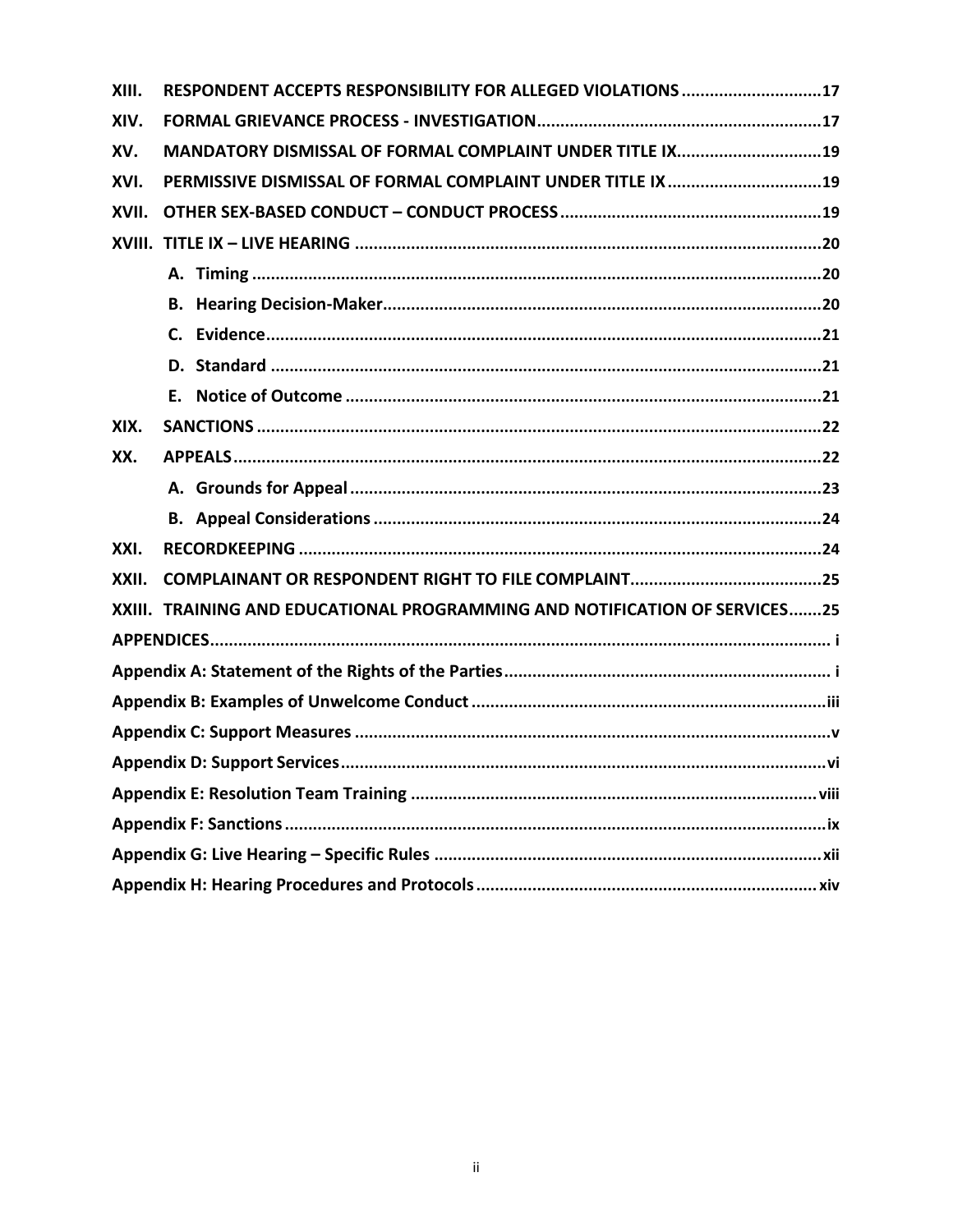| | | |
|---|---|---|
| **XIII.** | **RESPONDENT ACCEPTS RESPONSIBILITY FOR ALLEGED VIOLATIONS** | **17** |
| **XIV.** | **FORMAL GRIEVANCE PROCESS - INVESTIGATION** | **17** |
| **XV.** | **MANDATORY DISMISSAL OF FORMAL COMPLAINT UNDER TITLE IX** | **19** |
| **XVI.** | **PERMISSIVE DISMISSAL OF FORMAL COMPLAINT UNDER TITLE IX** | **19** |
| **XVII.** | **OTHER SEX-BASED CONDUCT – CONDUCT PROCESS** | **19** |
| **XVIII.** | **TITLE IX – LIVE HEARING** | **20** |
| | **A. Timing** | **20** |
| | **B. Hearing Decision-Maker** | **20** |
| | **C. Evidence** | **21** |
| | **D. Standard** | **21** |
| | **E. Notice of Outcome** | **21** |
| **XIX.** | **SANCTIONS** | **22** |
| **XX.** | **APPEALS** | **22** |
| | **A. Grounds for Appeal** | **23** |
| | **B. Appeal Considerations** | **24** |
| **XXI.** | **RECORDKEEPING** | **24** |
| **XXII.** | **COMPLAINANT OR RESPONDENT RIGHT TO FILE COMPLAINT** | **25** |
| **XXIII.** | **TRAINING AND EDUCATIONAL PROGRAMMING AND NOTIFICATION OF SERVICES** | **25** |
| **APPENDICES** | | **i** |
| **Appendix A: Statement of the Rights of the Parties** | | **i** |
| **Appendix B: Examples of Unwelcome Conduct** | | **iii** |
| **Appendix C: Support Measures** | | **v** |
| **Appendix D: Support Services** | | **vi** |
| **Appendix E: Resolution Team Training** | | **viii** |
| **Appendix F: Sanctions** | | **ix** |
| **Appendix G: Live Hearing – Specific Rules** | | **xii** |
| **Appendix H: Hearing Procedures and Protocols** | | **xiv** |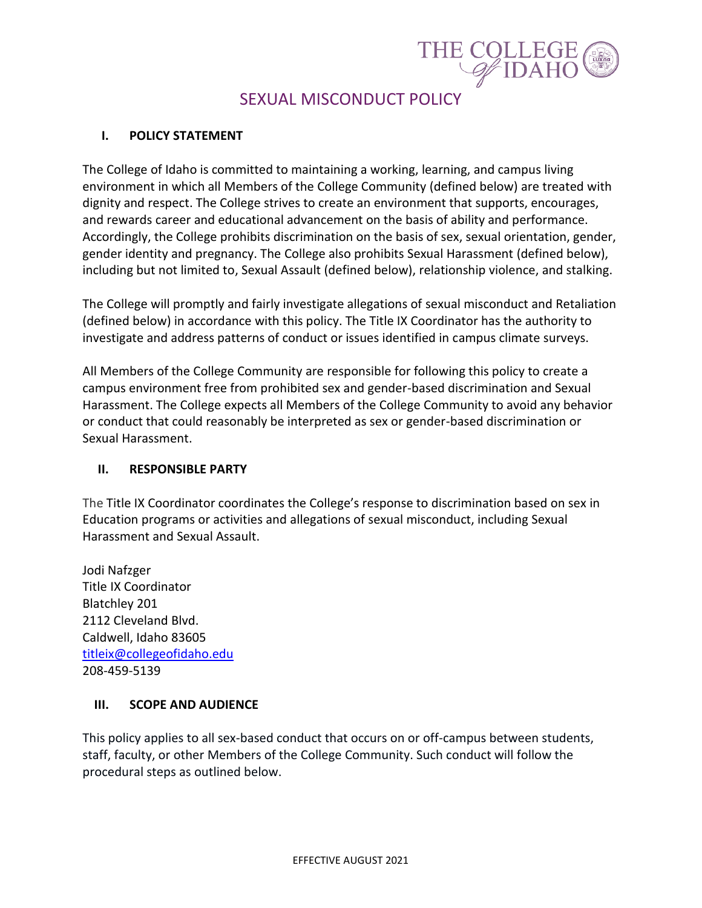# SEXUAL MISCONDUCT POLICY

## I. POLICY STATEMENT

The College of Idaho is committed to maintaining a working, learning, and campus living environment in which all Members of the College Community (defined below) are treated with dignity and respect. The College strives to create an environment that supports, encourages, and rewards career and educational advancement on the basis of ability and performance. Accordingly, the College prohibits discrimination on the basis of sex, sexual orientation, gender, gender identity and pregnancy. The College also prohibits Sexual Harassment (defined below), including but not limited to, Sexual Assault (defined below), relationship violence, and stalking.

The College will promptly and fairly investigate allegations of sexual misconduct and Retaliation (defined below) in accordance with this policy. The Title IX Coordinator has the authority to investigate and address patterns of conduct or issues identified in campus climate surveys.

All Members of the College Community are responsible for following this policy to create a campus environment free from prohibited sex and gender-based discrimination and Sexual Harassment. The College expects all Members of the College Community to avoid any behavior or conduct that could reasonably be interpreted as sex or gender-based discrimination or Sexual Harassment.

## II. RESPONSIBLE PARTY

The Title IX Coordinator coordinates the College's response to discrimination based on sex in Education programs or activities and allegations of sexual misconduct, including Sexual Harassment and Sexual Assault.

Jodi Nafzger
Title IX Coordinator
Blatchley 201
2112 Cleveland Blvd.
Caldwell, Idaho 83605
titleix@collegeofidaho.edu
208-459-5139

## III. SCOPE AND AUDIENCE

This policy applies to all sex-based conduct that occurs on or off-campus between students, staff, faculty, or other Members of the College Community. Such conduct will follow the procedural steps as outlined below.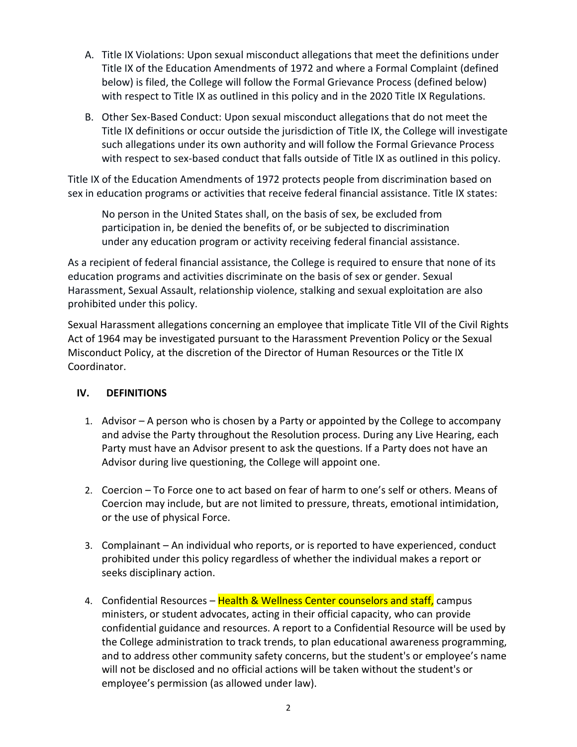A. Title IX Violations: Upon sexual misconduct allegations that meet the definitions under Title IX of the Education Amendments of 1972 and where a Formal Complaint (defined below) is filed, the College will follow the Formal Grievance Process (defined below) with respect to Title IX as outlined in this policy and in the 2020 Title IX Regulations.

B. Other Sex-Based Conduct: Upon sexual misconduct allegations that do not meet the Title IX definitions or occur outside the jurisdiction of Title IX, the College will investigate such allegations under its own authority and will follow the Formal Grievance Process with respect to sex-based conduct that falls outside of Title IX as outlined in this policy.

Title IX of the Education Amendments of 1972 protects people from discrimination based on sex in education programs or activities that receive federal financial assistance. Title IX states:

> No person in the United States shall, on the basis of sex, be excluded from participation in, be denied the benefits of, or be subjected to discrimination under any education program or activity receiving federal financial assistance.

As a recipient of federal financial assistance, the College is required to ensure that none of its education programs and activities discriminate on the basis of sex or gender. Sexual Harassment, Sexual Assault, relationship violence, stalking and sexual exploitation are also prohibited under this policy.

Sexual Harassment allegations concerning an employee that implicate Title VII of the Civil Rights Act of 1964 may be investigated pursuant to the Harassment Prevention Policy or the Sexual Misconduct Policy, at the discretion of the Director of Human Resources or the Title IX Coordinator.

## IV. DEFINITIONS

1. Advisor – A person who is chosen by a Party or appointed by the College to accompany and advise the Party throughout the Resolution process. During any Live Hearing, each Party must have an Advisor present to ask the questions. If a Party does not have an Advisor during live questioning, the College will appoint one.

2. Coercion – To Force one to act based on fear of harm to one's self or others. Means of Coercion may include, but are not limited to pressure, threats, emotional intimidation, or the use of physical Force.

3. Complainant – An individual who reports, or is reported to have experienced, conduct prohibited under this policy regardless of whether the individual makes a report or seeks disciplinary action.

4. Confidential Resources – Health & Wellness Center counselors and staff, campus ministers, or student advocates, acting in their official capacity, who can provide confidential guidance and resources. A report to a Confidential Resource will be used by the College administration to track trends, to plan educational awareness programming, and to address other community safety concerns, but the student's or employee's name will not be disclosed and no official actions will be taken without the student's or employee's permission (as allowed under law).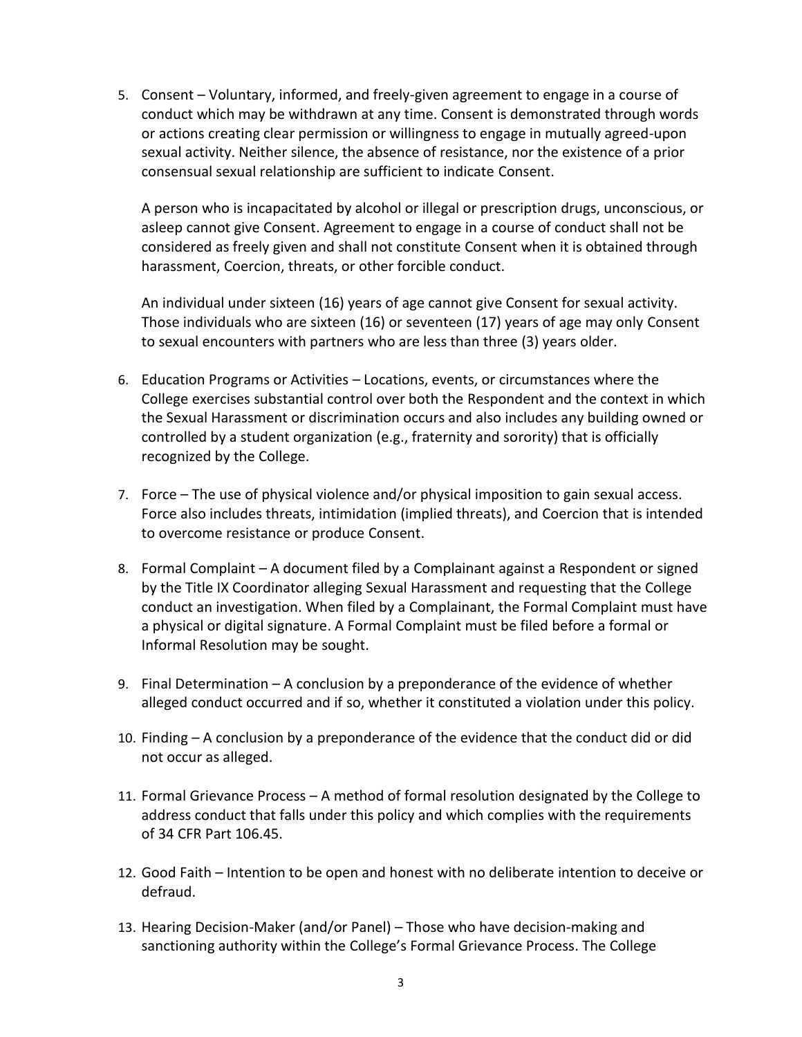5. Consent – Voluntary, informed, and freely-given agreement to engage in a course of conduct which may be withdrawn at any time. Consent is demonstrated through words or actions creating clear permission or willingness to engage in mutually agreed-upon sexual activity. Neither silence, the absence of resistance, nor the existence of a prior consensual sexual relationship are sufficient to indicate Consent.

   A person who is incapacitated by alcohol or illegal or prescription drugs, unconscious, or asleep cannot give Consent. Agreement to engage in a course of conduct shall not be considered as freely given and shall not constitute Consent when it is obtained through harassment, Coercion, threats, or other forcible conduct.

   An individual under sixteen (16) years of age cannot give Consent for sexual activity. Those individuals who are sixteen (16) or seventeen (17) years of age may only Consent to sexual encounters with partners who are less than three (3) years older.

6. Education Programs or Activities – Locations, events, or circumstances where the College exercises substantial control over both the Respondent and the context in which the Sexual Harassment or discrimination occurs and also includes any building owned or controlled by a student organization (e.g., fraternity and sorority) that is officially recognized by the College.

7. Force – The use of physical violence and/or physical imposition to gain sexual access. Force also includes threats, intimidation (implied threats), and Coercion that is intended to overcome resistance or produce Consent.

8. Formal Complaint – A document filed by a Complainant against a Respondent or signed by the Title IX Coordinator alleging Sexual Harassment and requesting that the College conduct an investigation. When filed by a Complainant, the Formal Complaint must have a physical or digital signature. A Formal Complaint must be filed before a formal or Informal Resolution may be sought.

9. Final Determination – A conclusion by a preponderance of the evidence of whether alleged conduct occurred and if so, whether it constituted a violation under this policy.

10. Finding – A conclusion by a preponderance of the evidence that the conduct did or did not occur as alleged.

11. Formal Grievance Process – A method of formal resolution designated by the College to address conduct that falls under this policy and which complies with the requirements of 34 CFR Part 106.45.

12. Good Faith – Intention to be open and honest with no deliberate intention to deceive or defraud.

13. Hearing Decision-Maker (and/or Panel) – Those who have decision-making and sanctioning authority within the College's Formal Grievance Process. The College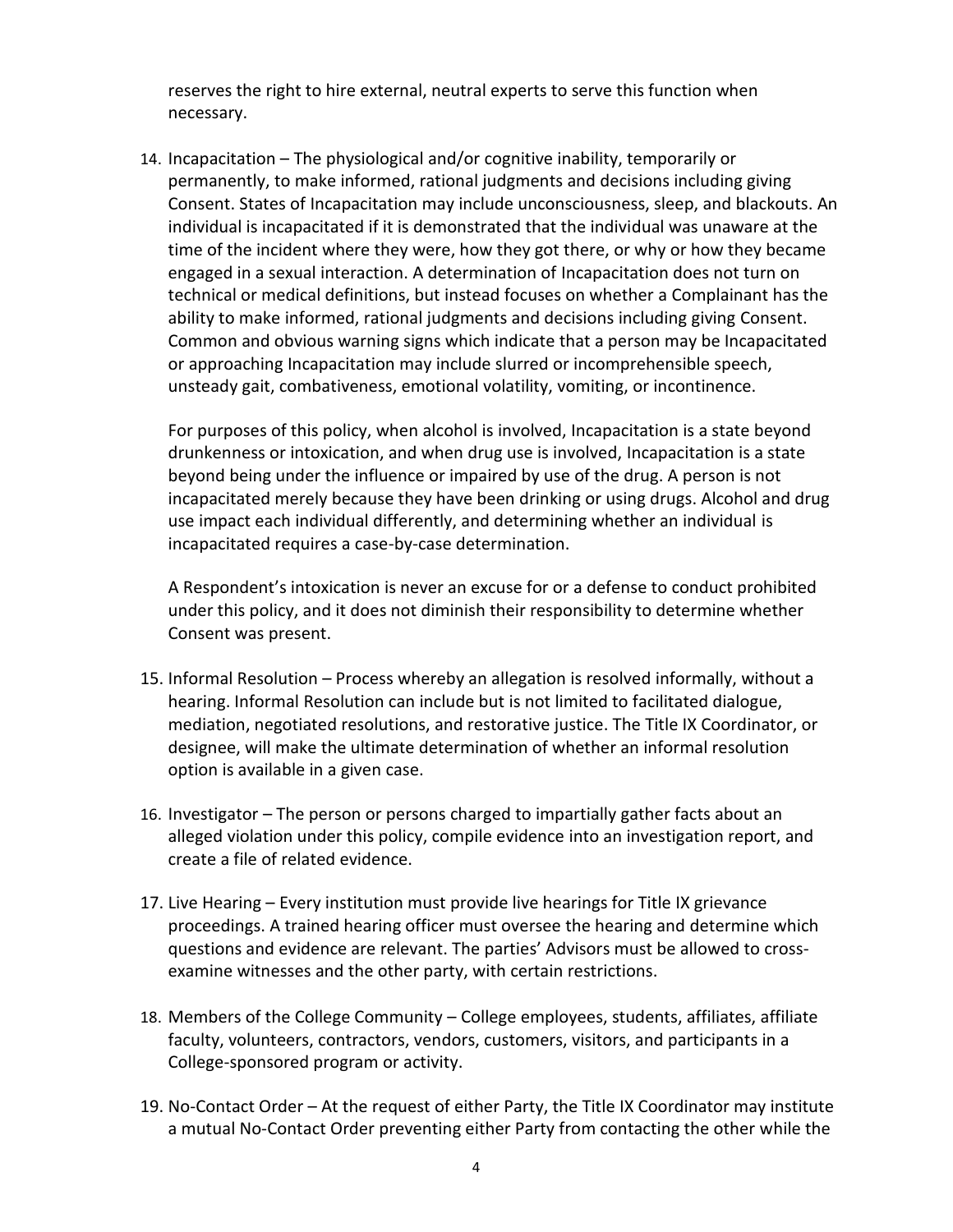reserves the right to hire external, neutral experts to serve this function when necessary.

14. Incapacitation – The physiological and/or cognitive inability, temporarily or permanently, to make informed, rational judgments and decisions including giving Consent. States of Incapacitation may include unconsciousness, sleep, and blackouts. An individual is incapacitated if it is demonstrated that the individual was unaware at the time of the incident where they were, how they got there, or why or how they became engaged in a sexual interaction. A determination of Incapacitation does not turn on technical or medical definitions, but instead focuses on whether a Complainant has the ability to make informed, rational judgments and decisions including giving Consent. Common and obvious warning signs which indicate that a person may be Incapacitated or approaching Incapacitation may include slurred or incomprehensible speech, unsteady gait, combativeness, emotional volatility, vomiting, or incontinence.

    For purposes of this policy, when alcohol is involved, Incapacitation is a state beyond drunkenness or intoxication, and when drug use is involved, Incapacitation is a state beyond being under the influence or impaired by use of the drug. A person is not incapacitated merely because they have been drinking or using drugs. Alcohol and drug use impact each individual differently, and determining whether an individual is incapacitated requires a case-by-case determination.

    A Respondent's intoxication is never an excuse for or a defense to conduct prohibited under this policy, and it does not diminish their responsibility to determine whether Consent was present.

15. Informal Resolution – Process whereby an allegation is resolved informally, without a hearing. Informal Resolution can include but is not limited to facilitated dialogue, mediation, negotiated resolutions, and restorative justice. The Title IX Coordinator, or designee, will make the ultimate determination of whether an informal resolution option is available in a given case.

16. Investigator – The person or persons charged to impartially gather facts about an alleged violation under this policy, compile evidence into an investigation report, and create a file of related evidence.

17. Live Hearing – Every institution must provide live hearings for Title IX grievance proceedings. A trained hearing officer must oversee the hearing and determine which questions and evidence are relevant. The parties' Advisors must be allowed to cross-examine witnesses and the other party, with certain restrictions.

18. Members of the College Community – College employees, students, affiliates, affiliate faculty, volunteers, contractors, vendors, customers, visitors, and participants in a College-sponsored program or activity.

19. No-Contact Order – At the request of either Party, the Title IX Coordinator may institute a mutual No-Contact Order preventing either Party from contacting the other while the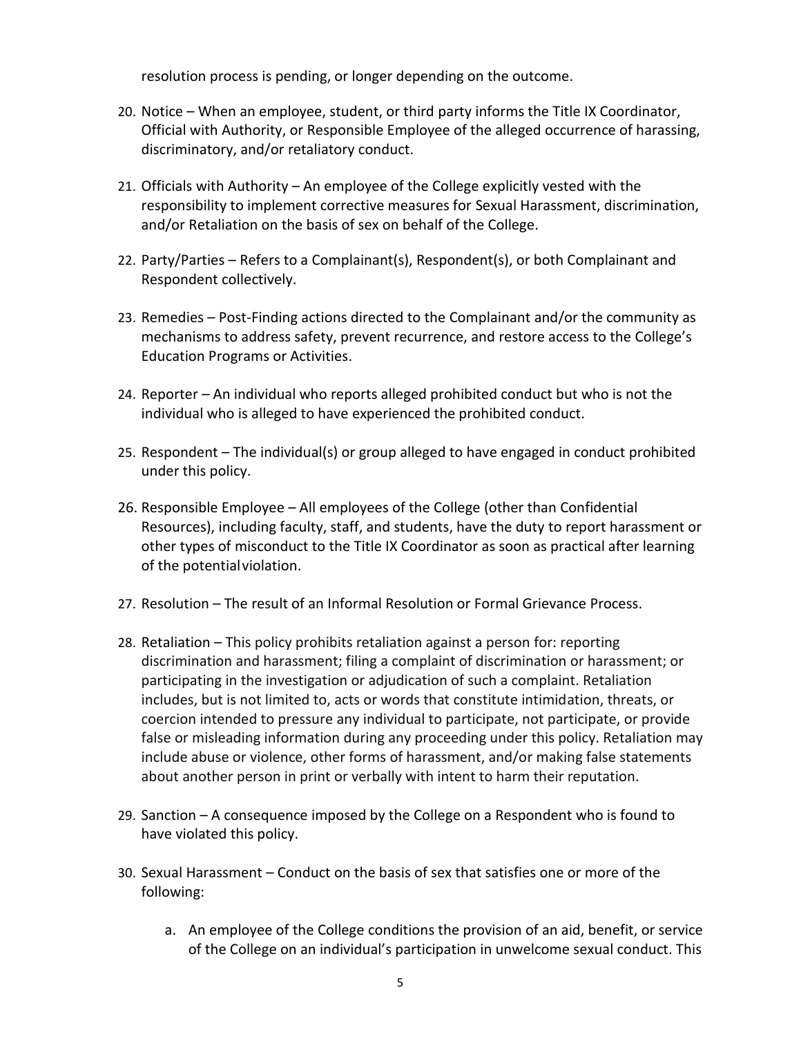resolution process is pending, or longer depending on the outcome.

20. Notice – When an employee, student, or third party informs the Title IX Coordinator, Official with Authority, or Responsible Employee of the alleged occurrence of harassing, discriminatory, and/or retaliatory conduct.

21. Officials with Authority – An employee of the College explicitly vested with the responsibility to implement corrective measures for Sexual Harassment, discrimination, and/or Retaliation on the basis of sex on behalf of the College.

22. Party/Parties – Refers to a Complainant(s), Respondent(s), or both Complainant and Respondent collectively.

23. Remedies – Post-Finding actions directed to the Complainant and/or the community as mechanisms to address safety, prevent recurrence, and restore access to the College's Education Programs or Activities.

24. Reporter – An individual who reports alleged prohibited conduct but who is not the individual who is alleged to have experienced the prohibited conduct.

25. Respondent – The individual(s) or group alleged to have engaged in conduct prohibited under this policy.

26. Responsible Employee – All employees of the College (other than Confidential Resources), including faculty, staff, and students, have the duty to report harassment or other types of misconduct to the Title IX Coordinator as soon as practical after learning of the potential violation.

27. Resolution – The result of an Informal Resolution or Formal Grievance Process.

28. Retaliation – This policy prohibits retaliation against a person for: reporting discrimination and harassment; filing a complaint of discrimination or harassment; or participating in the investigation or adjudication of such a complaint. Retaliation includes, but is not limited to, acts or words that constitute intimidation, threats, or coercion intended to pressure any individual to participate, not participate, or provide false or misleading information during any proceeding under this policy. Retaliation may include abuse or violence, other forms of harassment, and/or making false statements about another person in print or verbally with intent to harm their reputation.

29. Sanction – A consequence imposed by the College on a Respondent who is found to have violated this policy.

30. Sexual Harassment – Conduct on the basis of sex that satisfies one or more of the following:

    a. An employee of the College conditions the provision of an aid, benefit, or service of the College on an individual's participation in unwelcome sexual conduct. This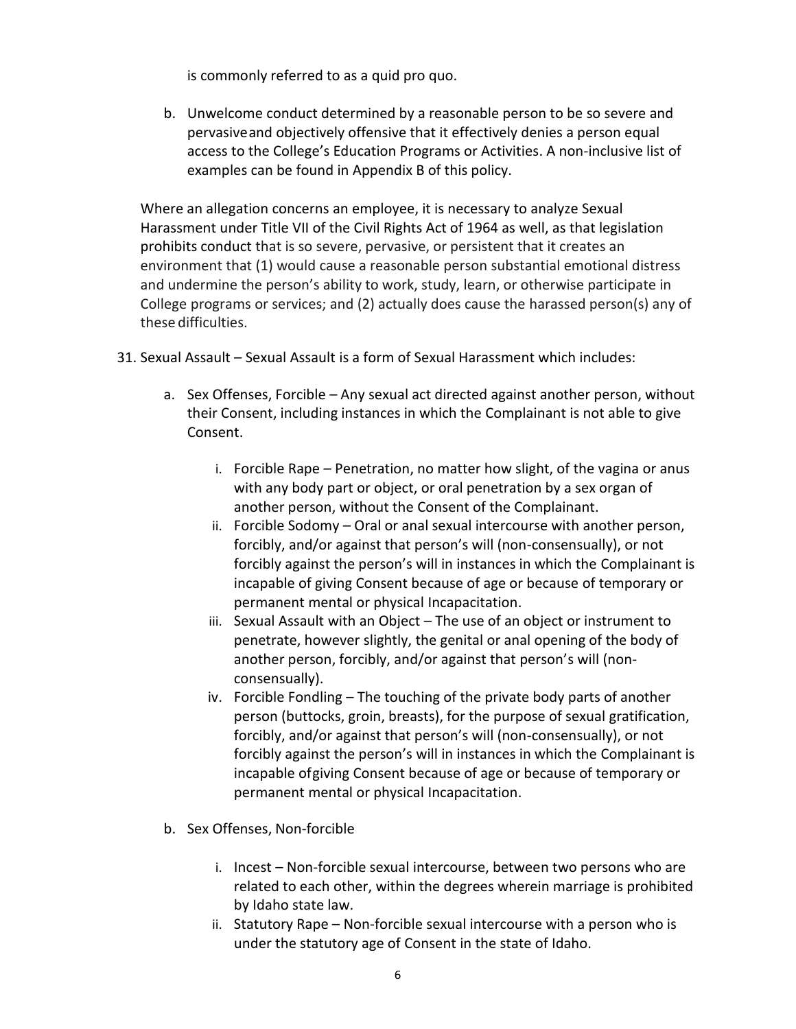is commonly referred to as a quid pro quo.

b. Unwelcome conduct determined by a reasonable person to be so severe and pervasiveand objectively offensive that it effectively denies a person equal access to the College's Education Programs or Activities. A non-inclusive list of examples can be found in Appendix B of this policy.

Where an allegation concerns an employee, it is necessary to analyze Sexual Harassment under Title VII of the Civil Rights Act of 1964 as well, as that legislation prohibits conduct that is so severe, pervasive, or persistent that it creates an environment that (1) would cause a reasonable person substantial emotional distress and undermine the person's ability to work, study, learn, or otherwise participate in College programs or services; and (2) actually does cause the harassed person(s) any of these difficulties.

31. Sexual Assault – Sexual Assault is a form of Sexual Harassment which includes:

   a. Sex Offenses, Forcible – Any sexual act directed against another person, without their Consent, including instances in which the Complainant is not able to give Consent.

      i. Forcible Rape – Penetration, no matter how slight, of the vagina or anus with any body part or object, or oral penetration by a sex organ of another person, without the Consent of the Complainant.
      ii. Forcible Sodomy – Oral or anal sexual intercourse with another person, forcibly, and/or against that person's will (non-consensually), or not forcibly against the person's will in instances in which the Complainant is incapable of giving Consent because of age or because of temporary or permanent mental or physical Incapacitation.
      iii. Sexual Assault with an Object – The use of an object or instrument to penetrate, however slightly, the genital or anal opening of the body of another person, forcibly, and/or against that person's will (non-consensually).
      iv. Forcible Fondling – The touching of the private body parts of another person (buttocks, groin, breasts), for the purpose of sexual gratification, forcibly, and/or against that person's will (non-consensually), or not forcibly against the person's will in instances in which the Complainant is incapable ofgiving Consent because of age or because of temporary or permanent mental or physical Incapacitation.

   b. Sex Offenses, Non-forcible

      i. Incest – Non-forcible sexual intercourse, between two persons who are related to each other, within the degrees wherein marriage is prohibited by Idaho state law.
      ii. Statutory Rape – Non-forcible sexual intercourse with a person who is under the statutory age of Consent in the state of Idaho.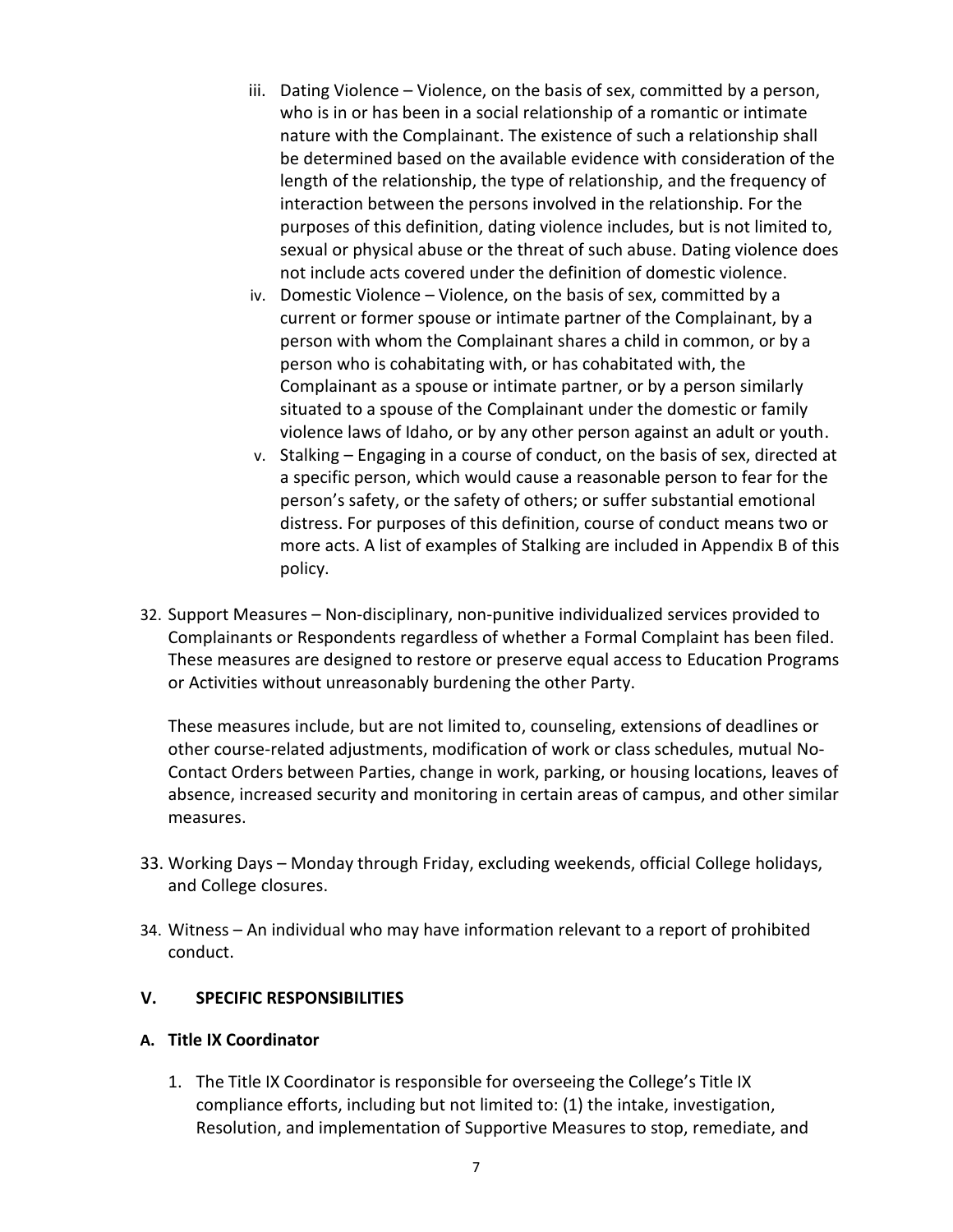iii. Dating Violence – Violence, on the basis of sex, committed by a person, who is in or has been in a social relationship of a romantic or intimate nature with the Complainant. The existence of such a relationship shall be determined based on the available evidence with consideration of the length of the relationship, the type of relationship, and the frequency of interaction between the persons involved in the relationship. For the purposes of this definition, dating violence includes, but is not limited to, sexual or physical abuse or the threat of such abuse. Dating violence does not include acts covered under the definition of domestic violence.

iv. Domestic Violence – Violence, on the basis of sex, committed by a current or former spouse or intimate partner of the Complainant, by a person with whom the Complainant shares a child in common, or by a person who is cohabitating with, or has cohabitated with, the Complainant as a spouse or intimate partner, or by a person similarly situated to a spouse of the Complainant under the domestic or family violence laws of Idaho, or by any other person against an adult or youth.

v. Stalking – Engaging in a course of conduct, on the basis of sex, directed at a specific person, which would cause a reasonable person to fear for the person's safety, or the safety of others; or suffer substantial emotional distress. For purposes of this definition, course of conduct means two or more acts. A list of examples of Stalking are included in Appendix B of this policy.

32. Support Measures – Non-disciplinary, non-punitive individualized services provided to Complainants or Respondents regardless of whether a Formal Complaint has been filed. These measures are designed to restore or preserve equal access to Education Programs or Activities without unreasonably burdening the other Party.

    These measures include, but are not limited to, counseling, extensions of deadlines or other course-related adjustments, modification of work or class schedules, mutual No-Contact Orders between Parties, change in work, parking, or housing locations, leaves of absence, increased security and monitoring in certain areas of campus, and other similar measures.

33. Working Days – Monday through Friday, excluding weekends, official College holidays, and College closures.

34. Witness – An individual who may have information relevant to a report of prohibited conduct.

## V. SPECIFIC RESPONSIBILITIES

### A. Title IX Coordinator

1. The Title IX Coordinator is responsible for overseeing the College's Title IX compliance efforts, including but not limited to: (1) the intake, investigation, Resolution, and implementation of Supportive Measures to stop, remediate, and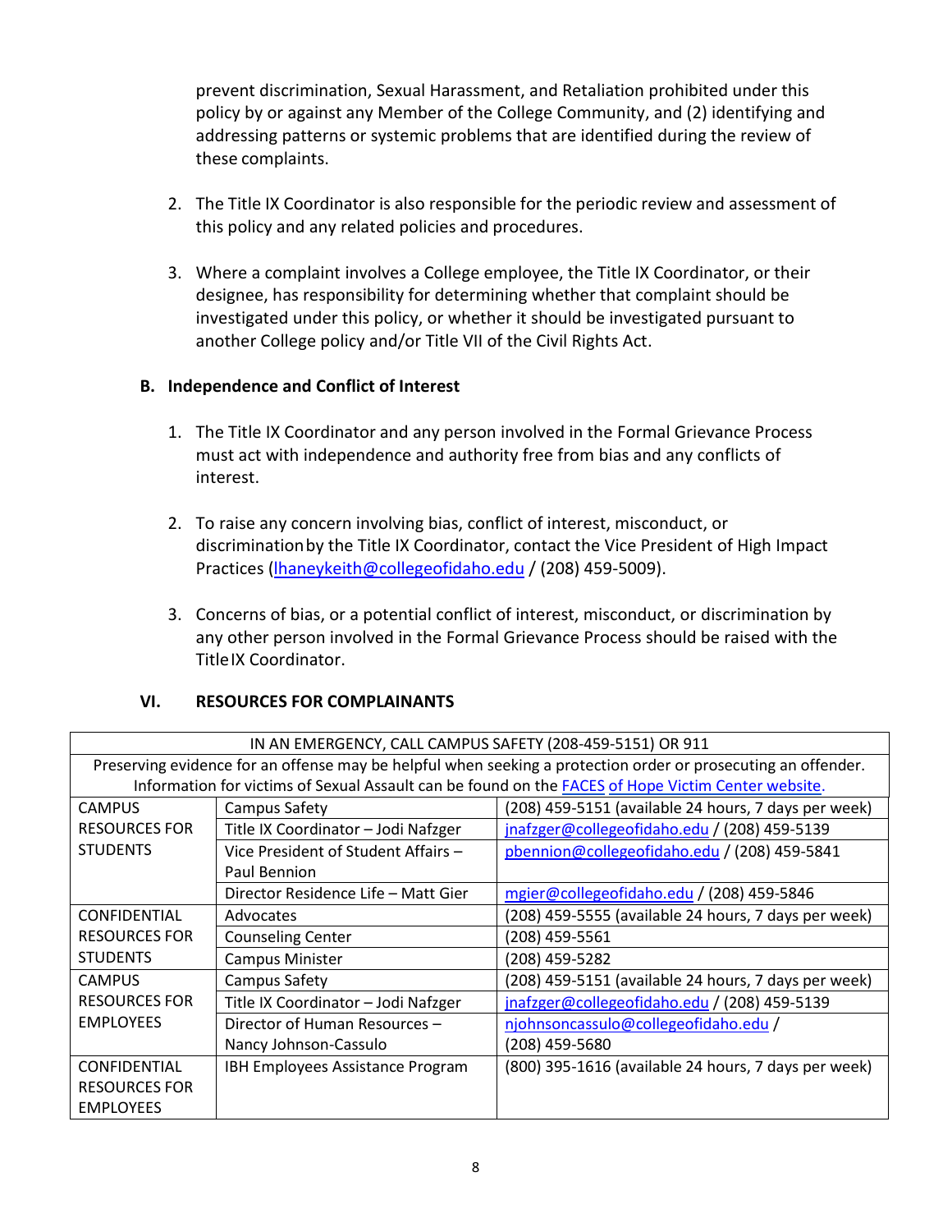prevent discrimination, Sexual Harassment, and Retaliation prohibited under this policy by or against any Member of the College Community, and (2) identifying and addressing patterns or systemic problems that are identified during the review of these complaints.

2. The Title IX Coordinator is also responsible for the periodic review and assessment of this policy and any related policies and procedures.

3. Where a complaint involves a College employee, the Title IX Coordinator, or their designee, has responsibility for determining whether that complaint should be investigated under this policy, or whether it should be investigated pursuant to another College policy and/or Title VII of the Civil Rights Act.

### B. Independence and Conflict of Interest

1. The Title IX Coordinator and any person involved in the Formal Grievance Process must act with independence and authority free from bias and any conflicts of interest.

2. To raise any concern involving bias, conflict of interest, misconduct, or discrimination by the Title IX Coordinator, contact the Vice President of High Impact Practices (lhaneykeith@collegeofidaho.edu / (208) 459-5009).

3. Concerns of bias, or a potential conflict of interest, misconduct, or discrimination by any other person involved in the Formal Grievance Process should be raised with the Title IX Coordinator.

## VI. RESOURCES FOR COMPLAINANTS

| IN AN EMERGENCY, CALL CAMPUS SAFETY (208-459-5151) OR 911 | | |
|---|---|---|
| Preserving evidence for an offense may be helpful when seeking a protection order or prosecuting an offender. Information for victims of Sexual Assault can be found on the FACES of Hope Victim Center website. | | |
| CAMPUS RESOURCES FOR STUDENTS | Campus Safety | (208) 459-5151 (available 24 hours, 7 days per week) |
| | Title IX Coordinator – Jodi Nafzger | jnafzger@collegeofidaho.edu / (208) 459-5139 |
| | Vice President of Student Affairs – Paul Bennion | pbennion@collegeofidaho.edu / (208) 459-5841 |
| | Director Residence Life – Matt Gier | mgier@collegeofidaho.edu / (208) 459-5846 |
| CONFIDENTIAL RESOURCES FOR STUDENTS | Advocates | (208) 459-5555 (available 24 hours, 7 days per week) |
| | Counseling Center | (208) 459-5561 |
| | Campus Minister | (208) 459-5282 |
| CAMPUS RESOURCES FOR EMPLOYEES | Campus Safety | (208) 459-5151 (available 24 hours, 7 days per week) |
| | Title IX Coordinator – Jodi Nafzger | jnafzger@collegeofidaho.edu / (208) 459-5139 |
| | Director of Human Resources – Nancy Johnson-Cassulo | njohnsoncassulo@collegeofidaho.edu / (208) 459-5680 |
| CONFIDENTIAL RESOURCES FOR EMPLOYEES | IBH Employees Assistance Program | (800) 395-1616 (available 24 hours, 7 days per week) |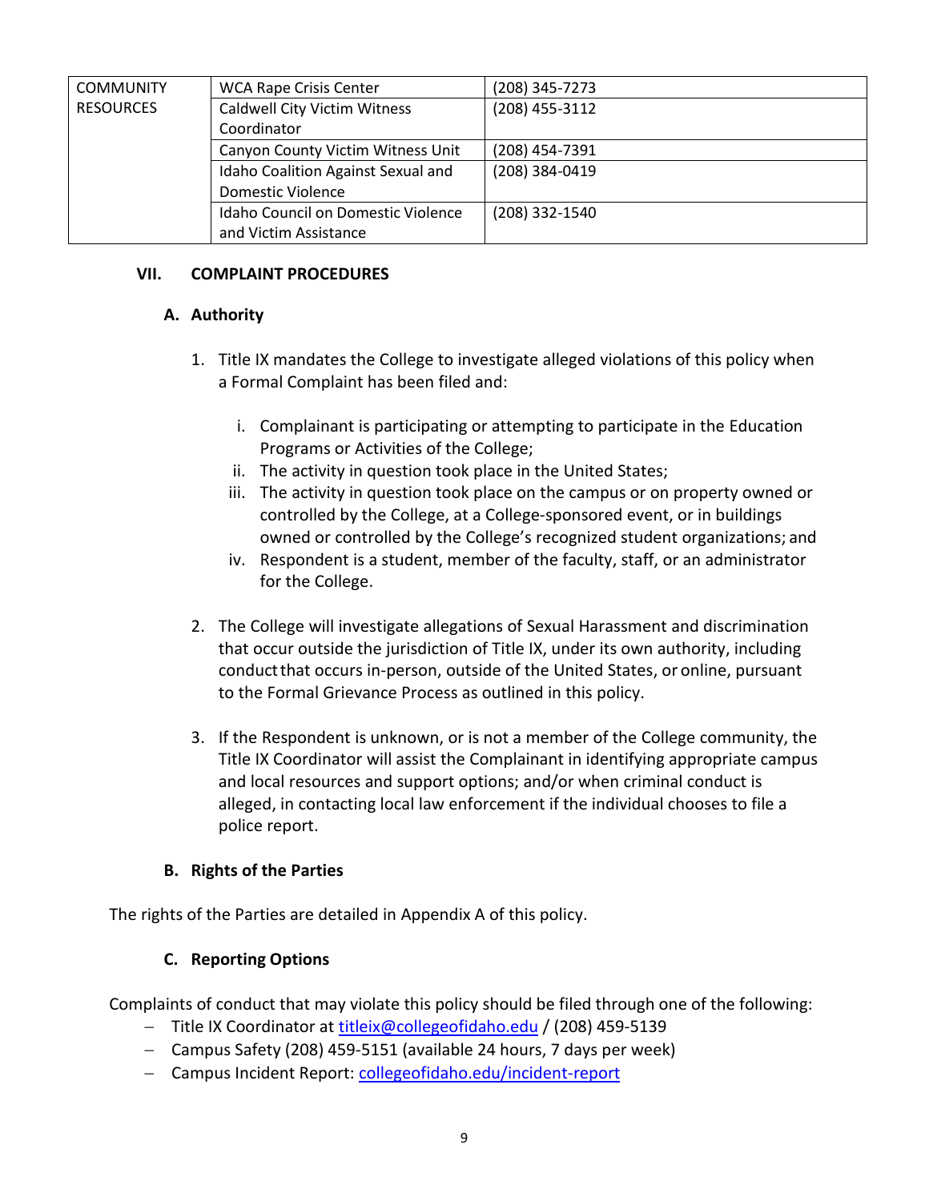| COMMUNITY RESOURCES | WCA Rape Crisis Center | (208) 345-7273 |
|---|---|---|
| | Caldwell City Victim Witness Coordinator | (208) 455-3112 |
| | Canyon County Victim Witness Unit | (208) 454-7391 |
| | Idaho Coalition Against Sexual and Domestic Violence | (208) 384-0419 |
| | Idaho Council on Domestic Violence and Victim Assistance | (208) 332-1540 |

## VII. COMPLAINT PROCEDURES

### A. Authority

1. Title IX mandates the College to investigate alleged violations of this policy when a Formal Complaint has been filed and:

   i. Complainant is participating or attempting to participate in the Education Programs or Activities of the College;
   
   ii. The activity in question took place in the United States;
   
   iii. The activity in question took place on the campus or on property owned or controlled by the College, at a College-sponsored event, or in buildings owned or controlled by the College's recognized student organizations; and
   
   iv. Respondent is a student, member of the faculty, staff, or an administrator for the College.

2. The College will investigate allegations of Sexual Harassment and discrimination that occur outside the jurisdiction of Title IX, under its own authority, including conduct that occurs in-person, outside of the United States, or online, pursuant to the Formal Grievance Process as outlined in this policy.

3. If the Respondent is unknown, or is not a member of the College community, the Title IX Coordinator will assist the Complainant in identifying appropriate campus and local resources and support options; and/or when criminal conduct is alleged, in contacting local law enforcement if the individual chooses to file a police report.

### B. Rights of the Parties

The rights of the Parties are detailed in Appendix A of this policy.

### C. Reporting Options

Complaints of conduct that may violate this policy should be filed through one of the following:

- Title IX Coordinator at titleix@collegeofidaho.edu / (208) 459-5139
- Campus Safety (208) 459-5151 (available 24 hours, 7 days per week)
- Campus Incident Report: collegeofidaho.edu/incident-report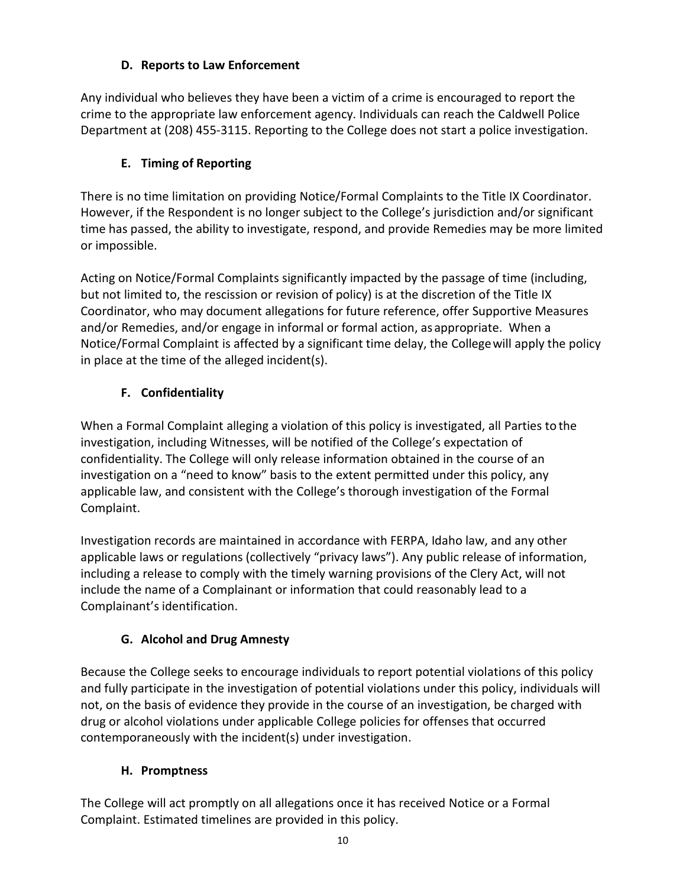### D. Reports to Law Enforcement

Any individual who believes they have been a victim of a crime is encouraged to report the crime to the appropriate law enforcement agency. Individuals can reach the Caldwell Police Department at (208) 455-3115. Reporting to the College does not start a police investigation.

### E. Timing of Reporting

There is no time limitation on providing Notice/Formal Complaints to the Title IX Coordinator. However, if the Respondent is no longer subject to the College's jurisdiction and/or significant time has passed, the ability to investigate, respond, and provide Remedies may be more limited or impossible.

Acting on Notice/Formal Complaints significantly impacted by the passage of time (including, but not limited to, the rescission or revision of policy) is at the discretion of the Title IX Coordinator, who may document allegations for future reference, offer Supportive Measures and/or Remedies, and/or engage in informal or formal action, as appropriate. When a Notice/Formal Complaint is affected by a significant time delay, the College will apply the policy in place at the time of the alleged incident(s).

### F. Confidentiality

When a Formal Complaint alleging a violation of this policy is investigated, all Parties to the investigation, including Witnesses, will be notified of the College's expectation of confidentiality. The College will only release information obtained in the course of an investigation on a "need to know" basis to the extent permitted under this policy, any applicable law, and consistent with the College's thorough investigation of the Formal Complaint.

Investigation records are maintained in accordance with FERPA, Idaho law, and any other applicable laws or regulations (collectively "privacy laws"). Any public release of information, including a release to comply with the timely warning provisions of the Clery Act, will not include the name of a Complainant or information that could reasonably lead to a Complainant's identification.

### G. Alcohol and Drug Amnesty

Because the College seeks to encourage individuals to report potential violations of this policy and fully participate in the investigation of potential violations under this policy, individuals will not, on the basis of evidence they provide in the course of an investigation, be charged with drug or alcohol violations under applicable College policies for offenses that occurred contemporaneously with the incident(s) under investigation.

### H. Promptness

The College will act promptly on all allegations once it has received Notice or a Formal Complaint. Estimated timelines are provided in this policy.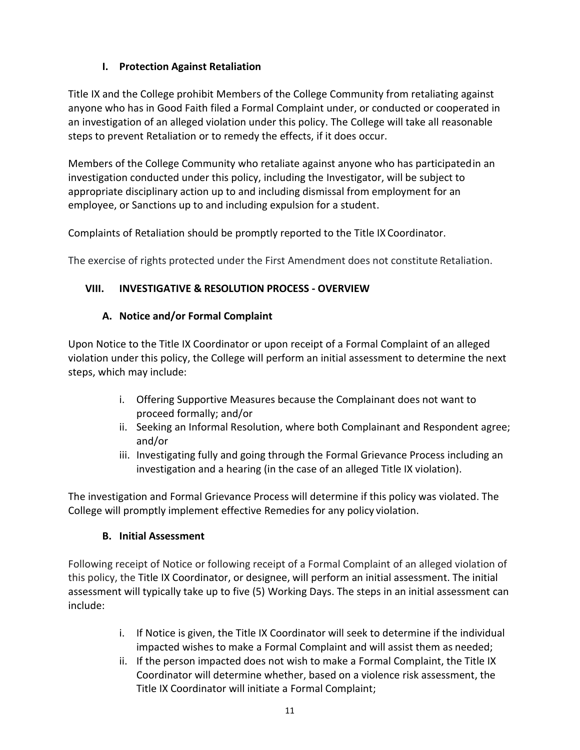### I. Protection Against Retaliation

Title IX and the College prohibit Members of the College Community from retaliating against anyone who has in Good Faith filed a Formal Complaint under, or conducted or cooperated in an investigation of an alleged violation under this policy. The College will take all reasonable steps to prevent Retaliation or to remedy the effects, if it does occur.

Members of the College Community who retaliate against anyone who has participated in an investigation conducted under this policy, including the Investigator, will be subject to appropriate disciplinary action up to and including dismissal from employment for an employee, or Sanctions up to and including expulsion for a student.

Complaints of Retaliation should be promptly reported to the Title IX Coordinator.

The exercise of rights protected under the First Amendment does not constitute Retaliation.

## VIII. INVESTIGATIVE & RESOLUTION PROCESS - OVERVIEW

### A. Notice and/or Formal Complaint

Upon Notice to the Title IX Coordinator or upon receipt of a Formal Complaint of an alleged violation under this policy, the College will perform an initial assessment to determine the next steps, which may include:

i. Offering Supportive Measures because the Complainant does not want to proceed formally; and/or
ii. Seeking an Informal Resolution, where both Complainant and Respondent agree; and/or
iii. Investigating fully and going through the Formal Grievance Process including an investigation and a hearing (in the case of an alleged Title IX violation).

The investigation and Formal Grievance Process will determine if this policy was violated. The College will promptly implement effective Remedies for any policy violation.

### B. Initial Assessment

Following receipt of Notice or following receipt of a Formal Complaint of an alleged violation of this policy, the Title IX Coordinator, or designee, will perform an initial assessment. The initial assessment will typically take up to five (5) Working Days. The steps in an initial assessment can include:

i. If Notice is given, the Title IX Coordinator will seek to determine if the individual impacted wishes to make a Formal Complaint and will assist them as needed;
ii. If the person impacted does not wish to make a Formal Complaint, the Title IX Coordinator will determine whether, based on a violence risk assessment, the Title IX Coordinator will initiate a Formal Complaint;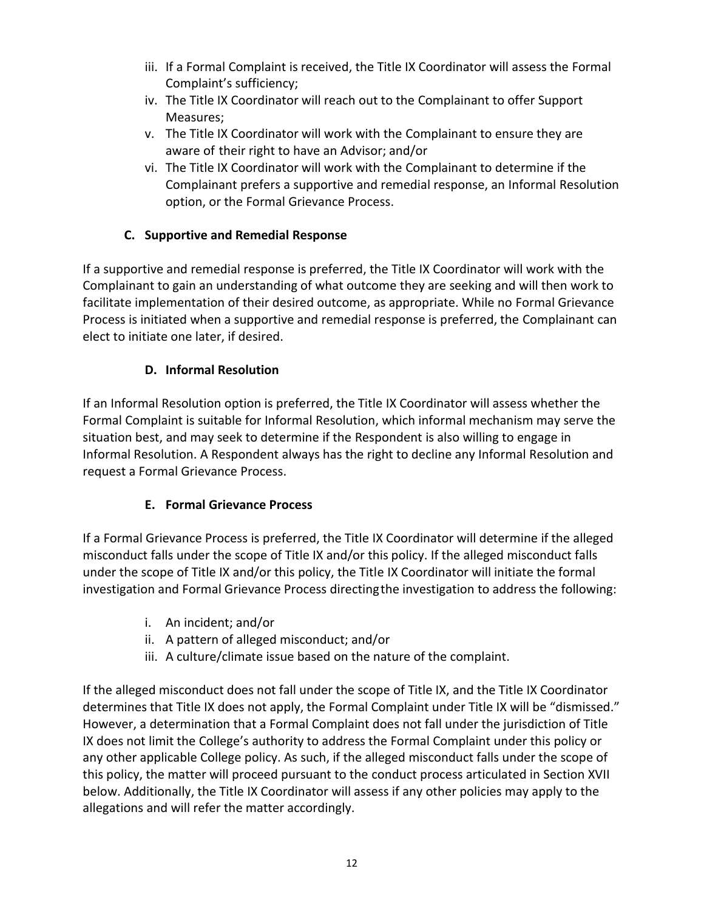iii. If a Formal Complaint is received, the Title IX Coordinator will assess the Formal Complaint's sufficiency;

iv. The Title IX Coordinator will reach out to the Complainant to offer Support Measures;

v. The Title IX Coordinator will work with the Complainant to ensure they are aware of their right to have an Advisor; and/or

vi. The Title IX Coordinator will work with the Complainant to determine if the Complainant prefers a supportive and remedial response, an Informal Resolution option, or the Formal Grievance Process.

### C. Supportive and Remedial Response

If a supportive and remedial response is preferred, the Title IX Coordinator will work with the Complainant to gain an understanding of what outcome they are seeking and will then work to facilitate implementation of their desired outcome, as appropriate. While no Formal Grievance Process is initiated when a supportive and remedial response is preferred, the Complainant can elect to initiate one later, if desired.

### D. Informal Resolution

If an Informal Resolution option is preferred, the Title IX Coordinator will assess whether the Formal Complaint is suitable for Informal Resolution, which informal mechanism may serve the situation best, and may seek to determine if the Respondent is also willing to engage in Informal Resolution. A Respondent always has the right to decline any Informal Resolution and request a Formal Grievance Process.

### E. Formal Grievance Process

If a Formal Grievance Process is preferred, the Title IX Coordinator will determine if the alleged misconduct falls under the scope of Title IX and/or this policy. If the alleged misconduct falls under the scope of Title IX and/or this policy, the Title IX Coordinator will initiate the formal investigation and Formal Grievance Process directing the investigation to address the following:

i. An incident; and/or

ii. A pattern of alleged misconduct; and/or

iii. A culture/climate issue based on the nature of the complaint.

If the alleged misconduct does not fall under the scope of Title IX, and the Title IX Coordinator determines that Title IX does not apply, the Formal Complaint under Title IX will be "dismissed." However, a determination that a Formal Complaint does not fall under the jurisdiction of Title IX does not limit the College's authority to address the Formal Complaint under this policy or any other applicable College policy. As such, if the alleged misconduct falls under the scope of this policy, the matter will proceed pursuant to the conduct process articulated in Section XVII below. Additionally, the Title IX Coordinator will assess if any other policies may apply to the allegations and will refer the matter accordingly.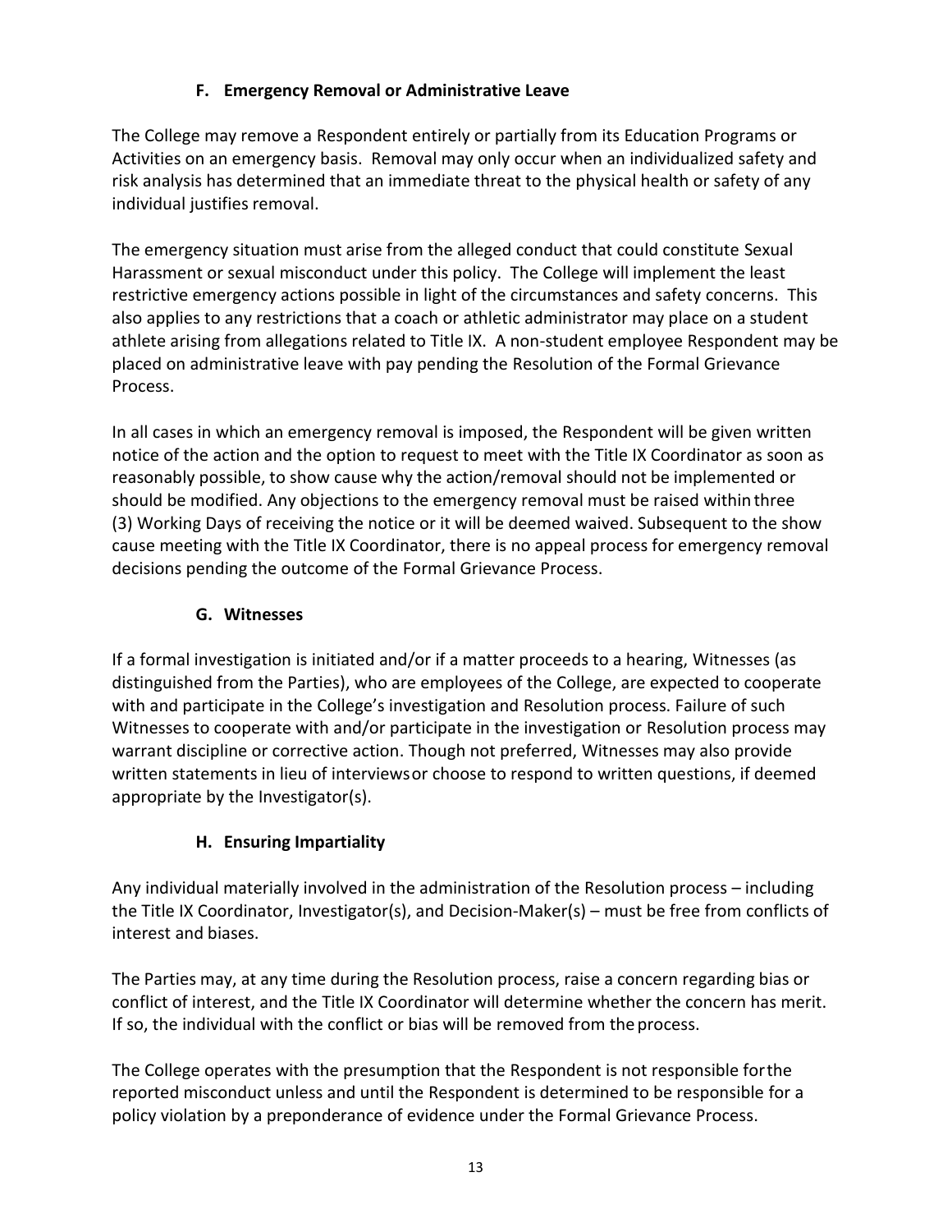### F. Emergency Removal or Administrative Leave

The College may remove a Respondent entirely or partially from its Education Programs or Activities on an emergency basis. Removal may only occur when an individualized safety and risk analysis has determined that an immediate threat to the physical health or safety of any individual justifies removal.

The emergency situation must arise from the alleged conduct that could constitute Sexual Harassment or sexual misconduct under this policy. The College will implement the least restrictive emergency actions possible in light of the circumstances and safety concerns. This also applies to any restrictions that a coach or athletic administrator may place on a student athlete arising from allegations related to Title IX. A non-student employee Respondent may be placed on administrative leave with pay pending the Resolution of the Formal Grievance Process.

In all cases in which an emergency removal is imposed, the Respondent will be given written notice of the action and the option to request to meet with the Title IX Coordinator as soon as reasonably possible, to show cause why the action/removal should not be implemented or should be modified. Any objections to the emergency removal must be raised within three (3) Working Days of receiving the notice or it will be deemed waived. Subsequent to the show cause meeting with the Title IX Coordinator, there is no appeal process for emergency removal decisions pending the outcome of the Formal Grievance Process.

### G. Witnesses

If a formal investigation is initiated and/or if a matter proceeds to a hearing, Witnesses (as distinguished from the Parties), who are employees of the College, are expected to cooperate with and participate in the College's investigation and Resolution process. Failure of such Witnesses to cooperate with and/or participate in the investigation or Resolution process may warrant discipline or corrective action. Though not preferred, Witnesses may also provide written statements in lieu of interviews or choose to respond to written questions, if deemed appropriate by the Investigator(s).

### H. Ensuring Impartiality

Any individual materially involved in the administration of the Resolution process – including the Title IX Coordinator, Investigator(s), and Decision-Maker(s) – must be free from conflicts of interest and biases.

The Parties may, at any time during the Resolution process, raise a concern regarding bias or conflict of interest, and the Title IX Coordinator will determine whether the concern has merit. If so, the individual with the conflict or bias will be removed from the process.

The College operates with the presumption that the Respondent is not responsible for the reported misconduct unless and until the Respondent is determined to be responsible for a policy violation by a preponderance of evidence under the Formal Grievance Process.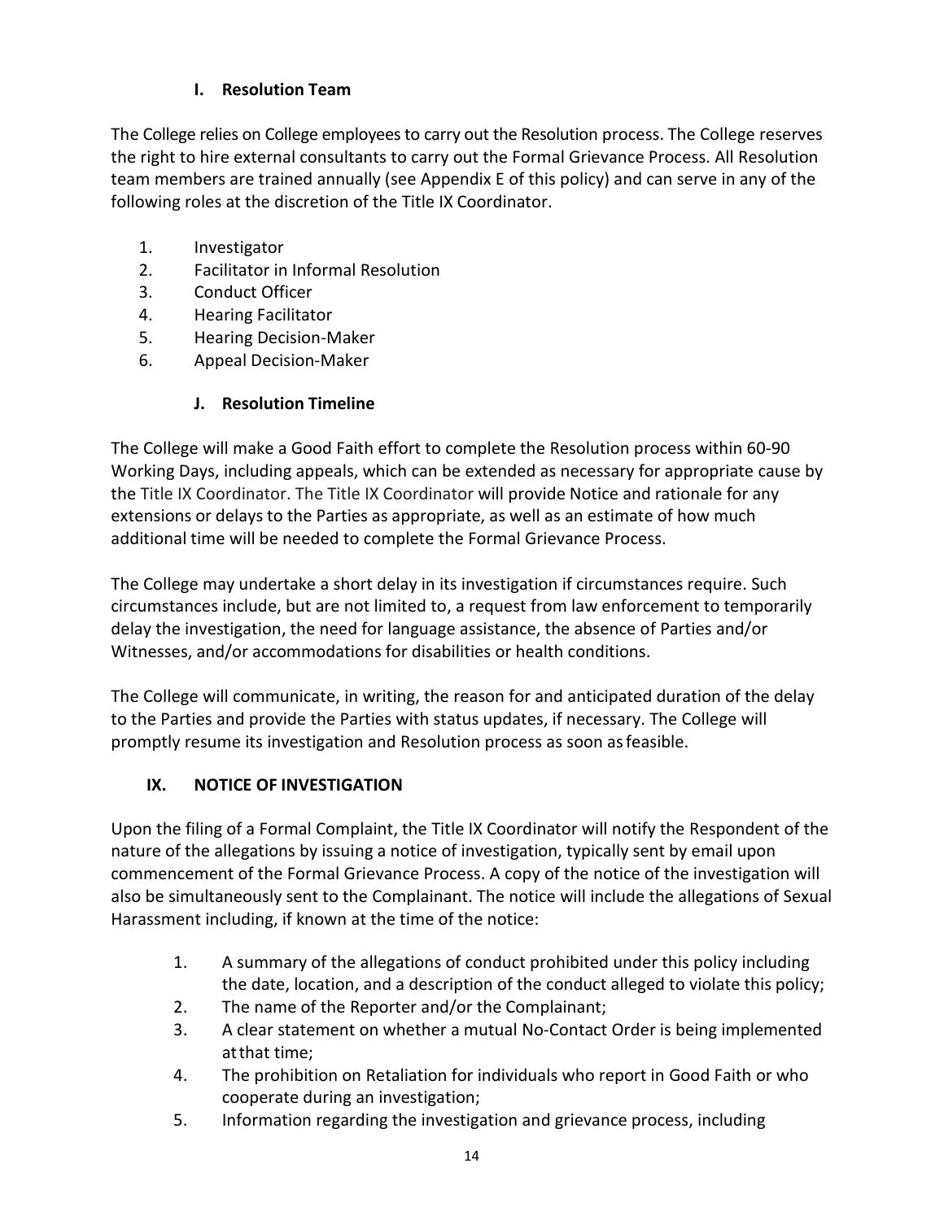### I. Resolution Team

The College relies on College employees to carry out the Resolution process. The College reserves the right to hire external consultants to carry out the Formal Grievance Process. All Resolution team members are trained annually (see Appendix E of this policy) and can serve in any of the following roles at the discretion of the Title IX Coordinator.

1. Investigator
2. Facilitator in Informal Resolution
3. Conduct Officer
4. Hearing Facilitator
5. Hearing Decision-Maker
6. Appeal Decision-Maker

### J. Resolution Timeline

The College will make a Good Faith effort to complete the Resolution process within 60-90 Working Days, including appeals, which can be extended as necessary for appropriate cause by the Title IX Coordinator. The Title IX Coordinator will provide Notice and rationale for any extensions or delays to the Parties as appropriate, as well as an estimate of how much additional time will be needed to complete the Formal Grievance Process.

The College may undertake a short delay in its investigation if circumstances require. Such circumstances include, but are not limited to, a request from law enforcement to temporarily delay the investigation, the need for language assistance, the absence of Parties and/or Witnesses, and/or accommodations for disabilities or health conditions.

The College will communicate, in writing, the reason for and anticipated duration of the delay to the Parties and provide the Parties with status updates, if necessary. The College will promptly resume its investigation and Resolution process as soon as feasible.

## IX. NOTICE OF INVESTIGATION

Upon the filing of a Formal Complaint, the Title IX Coordinator will notify the Respondent of the nature of the allegations by issuing a notice of investigation, typically sent by email upon commencement of the Formal Grievance Process. A copy of the notice of the investigation will also be simultaneously sent to the Complainant. The notice will include the allegations of Sexual Harassment including, if known at the time of the notice:

1. A summary of the allegations of conduct prohibited under this policy including the date, location, and a description of the conduct alleged to violate this policy;
2. The name of the Reporter and/or the Complainant;
3. A clear statement on whether a mutual No-Contact Order is being implemented at that time;
4. The prohibition on Retaliation for individuals who report in Good Faith or who cooperate during an investigation;
5. Information regarding the investigation and grievance process, including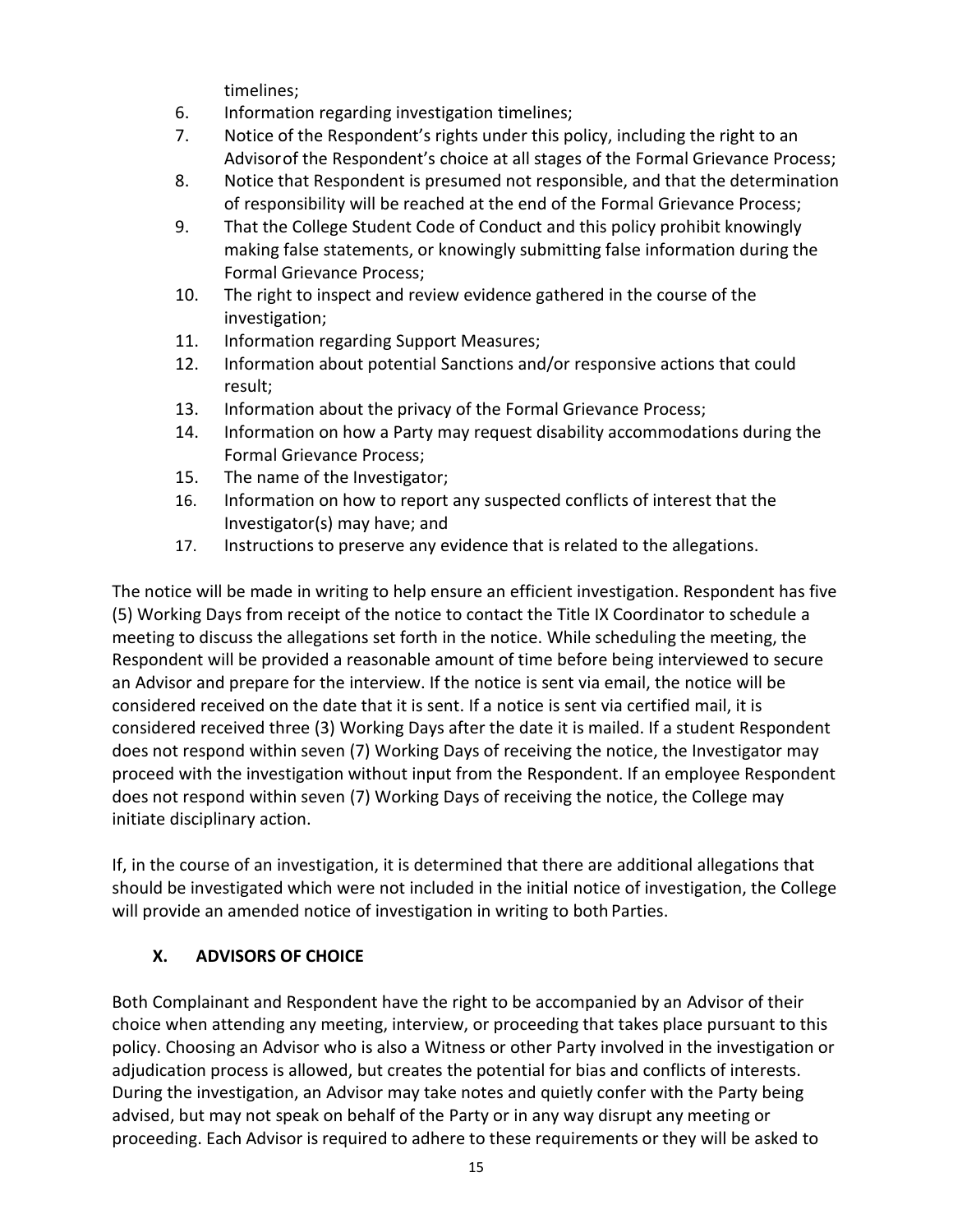timelines;

6. Information regarding investigation timelines;
7. Notice of the Respondent's rights under this policy, including the right to an Advisor of the Respondent's choice at all stages of the Formal Grievance Process;
8. Notice that Respondent is presumed not responsible, and that the determination of responsibility will be reached at the end of the Formal Grievance Process;
9. That the College Student Code of Conduct and this policy prohibit knowingly making false statements, or knowingly submitting false information during the Formal Grievance Process;
10. The right to inspect and review evidence gathered in the course of the investigation;
11. Information regarding Support Measures;
12. Information about potential Sanctions and/or responsive actions that could result;
13. Information about the privacy of the Formal Grievance Process;
14. Information on how a Party may request disability accommodations during the Formal Grievance Process;
15. The name of the Investigator;
16. Information on how to report any suspected conflicts of interest that the Investigator(s) may have; and
17. Instructions to preserve any evidence that is related to the allegations.

The notice will be made in writing to help ensure an efficient investigation. Respondent has five (5) Working Days from receipt of the notice to contact the Title IX Coordinator to schedule a meeting to discuss the allegations set forth in the notice. While scheduling the meeting, the Respondent will be provided a reasonable amount of time before being interviewed to secure an Advisor and prepare for the interview. If the notice is sent via email, the notice will be considered received on the date that it is sent. If a notice is sent via certified mail, it is considered received three (3) Working Days after the date it is mailed. If a student Respondent does not respond within seven (7) Working Days of receiving the notice, the Investigator may proceed with the investigation without input from the Respondent. If an employee Respondent does not respond within seven (7) Working Days of receiving the notice, the College may initiate disciplinary action.

If, in the course of an investigation, it is determined that there are additional allegations that should be investigated which were not included in the initial notice of investigation, the College will provide an amended notice of investigation in writing to both Parties.

## X. ADVISORS OF CHOICE

Both Complainant and Respondent have the right to be accompanied by an Advisor of their choice when attending any meeting, interview, or proceeding that takes place pursuant to this policy. Choosing an Advisor who is also a Witness or other Party involved in the investigation or adjudication process is allowed, but creates the potential for bias and conflicts of interests. During the investigation, an Advisor may take notes and quietly confer with the Party being advised, but may not speak on behalf of the Party or in any way disrupt any meeting or proceeding. Each Advisor is required to adhere to these requirements or they will be asked to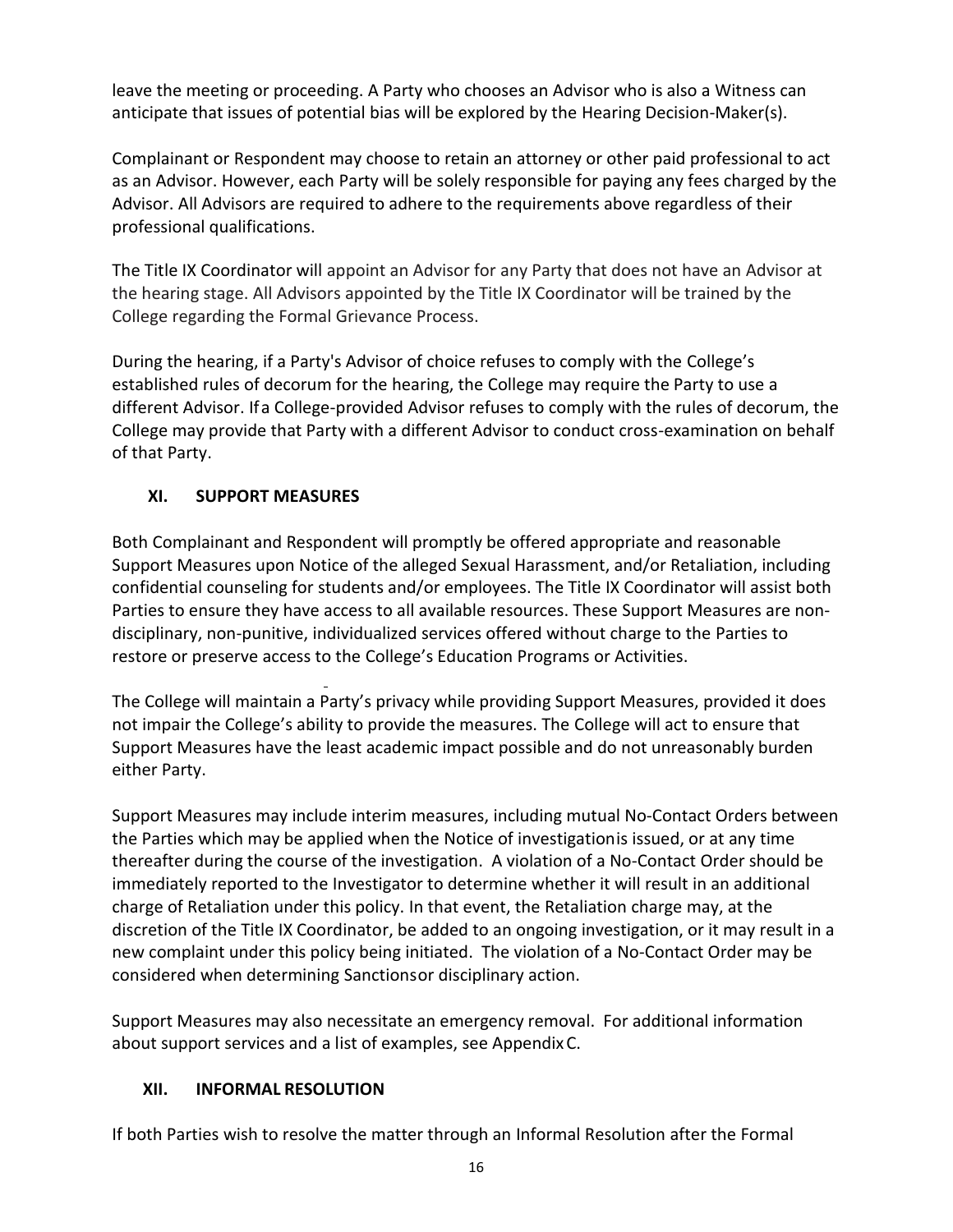leave the meeting or proceeding. A Party who chooses an Advisor who is also a Witness can anticipate that issues of potential bias will be explored by the Hearing Decision-Maker(s).

Complainant or Respondent may choose to retain an attorney or other paid professional to act as an Advisor. However, each Party will be solely responsible for paying any fees charged by the Advisor. All Advisors are required to adhere to the requirements above regardless of their professional qualifications.

The Title IX Coordinator will appoint an Advisor for any Party that does not have an Advisor at the hearing stage. All Advisors appointed by the Title IX Coordinator will be trained by the College regarding the Formal Grievance Process.

During the hearing, if a Party's Advisor of choice refuses to comply with the College's established rules of decorum for the hearing, the College may require the Party to use a different Advisor. If a College-provided Advisor refuses to comply with the rules of decorum, the College may provide that Party with a different Advisor to conduct cross-examination on behalf of that Party.

## XI. SUPPORT MEASURES

Both Complainant and Respondent will promptly be offered appropriate and reasonable Support Measures upon Notice of the alleged Sexual Harassment, and/or Retaliation, including confidential counseling for students and/or employees. The Title IX Coordinator will assist both Parties to ensure they have access to all available resources. These Support Measures are non-disciplinary, non-punitive, individualized services offered without charge to the Parties to restore or preserve access to the College's Education Programs or Activities.

The College will maintain a Party's privacy while providing Support Measures, provided it does not impair the College's ability to provide the measures. The College will act to ensure that Support Measures have the least academic impact possible and do not unreasonably burden either Party.

Support Measures may include interim measures, including mutual No-Contact Orders between the Parties which may be applied when the Notice of investigation is issued, or at any time thereafter during the course of the investigation. A violation of a No-Contact Order should be immediately reported to the Investigator to determine whether it will result in an additional charge of Retaliation under this policy. In that event, the Retaliation charge may, at the discretion of the Title IX Coordinator, be added to an ongoing investigation, or it may result in a new complaint under this policy being initiated. The violation of a No-Contact Order may be considered when determining Sanctions or disciplinary action.

Support Measures may also necessitate an emergency removal. For additional information about support services and a list of examples, see Appendix C.

## XII. INFORMAL RESOLUTION

If both Parties wish to resolve the matter through an Informal Resolution after the Formal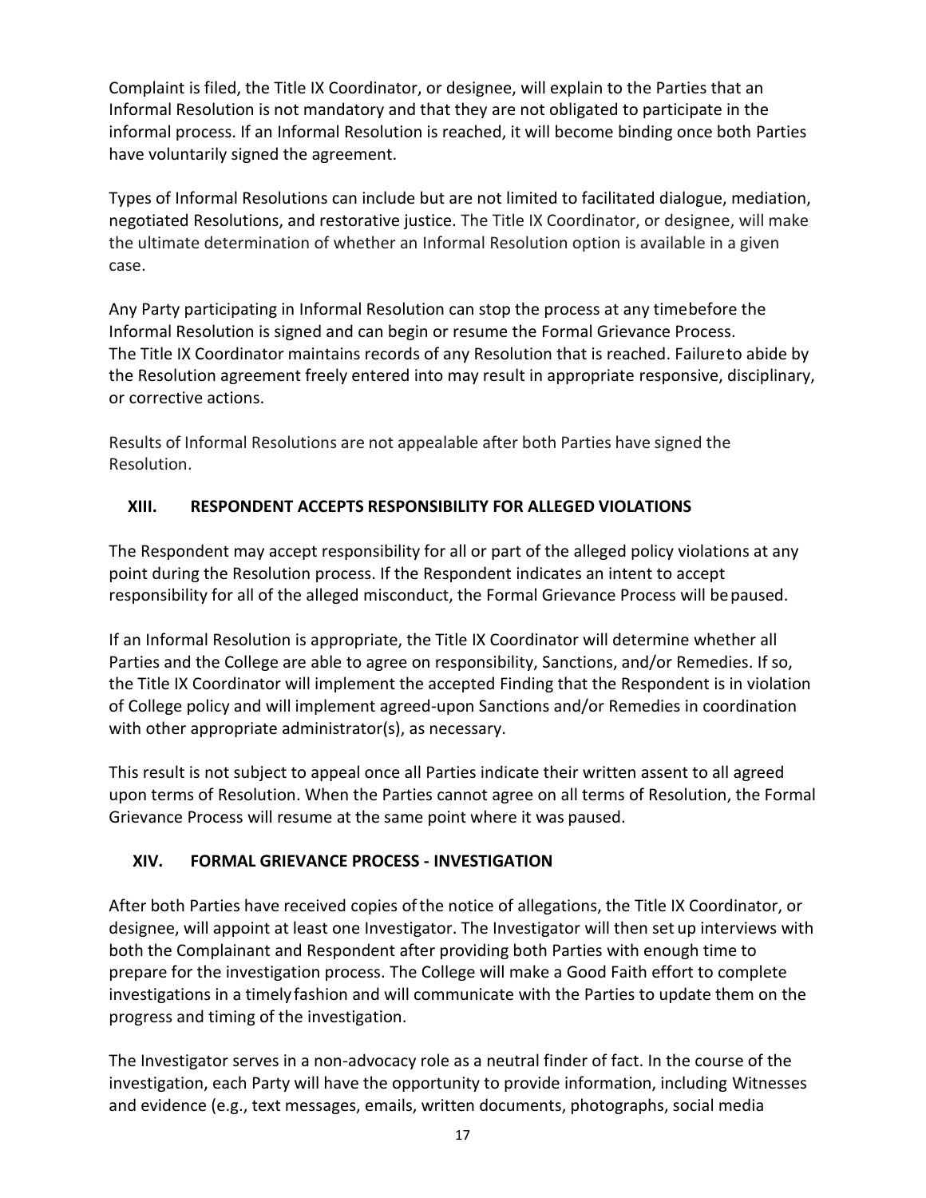Complaint is filed, the Title IX Coordinator, or designee, will explain to the Parties that an Informal Resolution is not mandatory and that they are not obligated to participate in the informal process. If an Informal Resolution is reached, it will become binding once both Parties have voluntarily signed the agreement.

Types of Informal Resolutions can include but are not limited to facilitated dialogue, mediation, negotiated Resolutions, and restorative justice. The Title IX Coordinator, or designee, will make the ultimate determination of whether an Informal Resolution option is available in a given case.

Any Party participating in Informal Resolution can stop the process at any time before the Informal Resolution is signed and can begin or resume the Formal Grievance Process. The Title IX Coordinator maintains records of any Resolution that is reached. Failure to abide by the Resolution agreement freely entered into may result in appropriate responsive, disciplinary, or corrective actions.

Results of Informal Resolutions are not appealable after both Parties have signed the Resolution.

## XIII. RESPONDENT ACCEPTS RESPONSIBILITY FOR ALLEGED VIOLATIONS

The Respondent may accept responsibility for all or part of the alleged policy violations at any point during the Resolution process. If the Respondent indicates an intent to accept responsibility for all of the alleged misconduct, the Formal Grievance Process will be paused.

If an Informal Resolution is appropriate, the Title IX Coordinator will determine whether all Parties and the College are able to agree on responsibility, Sanctions, and/or Remedies. If so, the Title IX Coordinator will implement the accepted Finding that the Respondent is in violation of College policy and will implement agreed-upon Sanctions and/or Remedies in coordination with other appropriate administrator(s), as necessary.

This result is not subject to appeal once all Parties indicate their written assent to all agreed upon terms of Resolution. When the Parties cannot agree on all terms of Resolution, the Formal Grievance Process will resume at the same point where it was paused.

## XIV. FORMAL GRIEVANCE PROCESS - INVESTIGATION

After both Parties have received copies of the notice of allegations, the Title IX Coordinator, or designee, will appoint at least one Investigator. The Investigator will then set up interviews with both the Complainant and Respondent after providing both Parties with enough time to prepare for the investigation process. The College will make a Good Faith effort to complete investigations in a timely fashion and will communicate with the Parties to update them on the progress and timing of the investigation.

The Investigator serves in a non-advocacy role as a neutral finder of fact. In the course of the investigation, each Party will have the opportunity to provide information, including Witnesses and evidence (e.g., text messages, emails, written documents, photographs, social media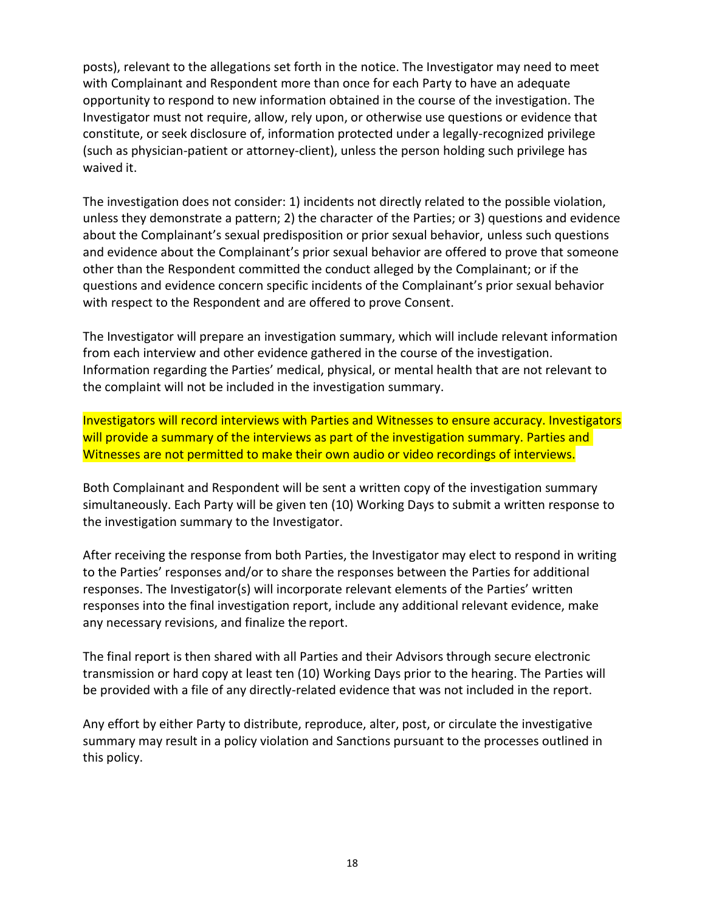posts), relevant to the allegations set forth in the notice. The Investigator may need to meet with Complainant and Respondent more than once for each Party to have an adequate opportunity to respond to new information obtained in the course of the investigation. The Investigator must not require, allow, rely upon, or otherwise use questions or evidence that constitute, or seek disclosure of, information protected under a legally-recognized privilege (such as physician-patient or attorney-client), unless the person holding such privilege has waived it.

The investigation does not consider: 1) incidents not directly related to the possible violation, unless they demonstrate a pattern; 2) the character of the Parties; or 3) questions and evidence about the Complainant's sexual predisposition or prior sexual behavior, unless such questions and evidence about the Complainant's prior sexual behavior are offered to prove that someone other than the Respondent committed the conduct alleged by the Complainant; or if the questions and evidence concern specific incidents of the Complainant's prior sexual behavior with respect to the Respondent and are offered to prove Consent.

The Investigator will prepare an investigation summary, which will include relevant information from each interview and other evidence gathered in the course of the investigation. Information regarding the Parties' medical, physical, or mental health that are not relevant to the complaint will not be included in the investigation summary.

Investigators will record interviews with Parties and Witnesses to ensure accuracy. Investigators will provide a summary of the interviews as part of the investigation summary. Parties and Witnesses are not permitted to make their own audio or video recordings of interviews.

Both Complainant and Respondent will be sent a written copy of the investigation summary simultaneously. Each Party will be given ten (10) Working Days to submit a written response to the investigation summary to the Investigator.

After receiving the response from both Parties, the Investigator may elect to respond in writing to the Parties' responses and/or to share the responses between the Parties for additional responses. The Investigator(s) will incorporate relevant elements of the Parties' written responses into the final investigation report, include any additional relevant evidence, make any necessary revisions, and finalize the report.

The final report is then shared with all Parties and their Advisors through secure electronic transmission or hard copy at least ten (10) Working Days prior to the hearing. The Parties will be provided with a file of any directly-related evidence that was not included in the report.

Any effort by either Party to distribute, reproduce, alter, post, or circulate the investigative summary may result in a policy violation and Sanctions pursuant to the processes outlined in this policy.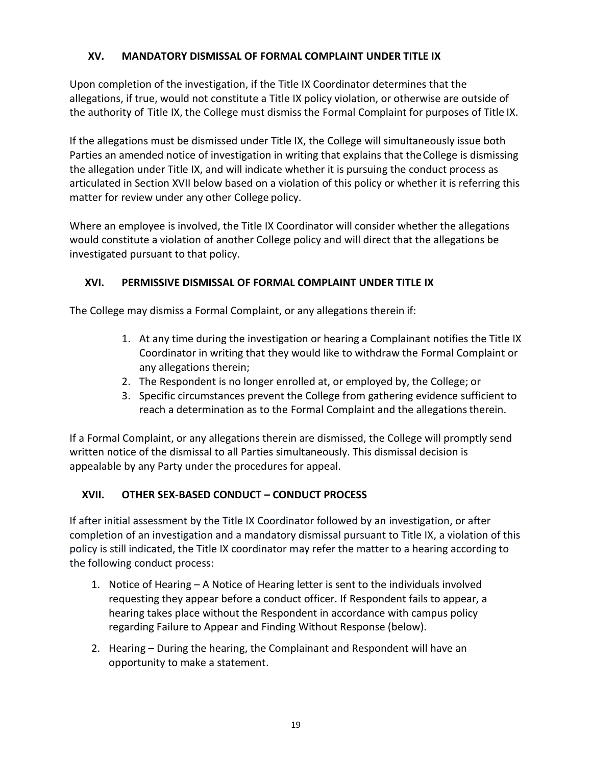## XV. MANDATORY DISMISSAL OF FORMAL COMPLAINT UNDER TITLE IX

Upon completion of the investigation, if the Title IX Coordinator determines that the allegations, if true, would not constitute a Title IX policy violation, or otherwise are outside of the authority of Title IX, the College must dismiss the Formal Complaint for purposes of Title IX.

If the allegations must be dismissed under Title IX, the College will simultaneously issue both Parties an amended notice of investigation in writing that explains that the College is dismissing the allegation under Title IX, and will indicate whether it is pursuing the conduct process as articulated in Section XVII below based on a violation of this policy or whether it is referring this matter for review under any other College policy.

Where an employee is involved, the Title IX Coordinator will consider whether the allegations would constitute a violation of another College policy and will direct that the allegations be investigated pursuant to that policy.

## XVI. PERMISSIVE DISMISSAL OF FORMAL COMPLAINT UNDER TITLE IX

The College may dismiss a Formal Complaint, or any allegations therein if:

1. At any time during the investigation or hearing a Complainant notifies the Title IX Coordinator in writing that they would like to withdraw the Formal Complaint or any allegations therein;
2. The Respondent is no longer enrolled at, or employed by, the College; or
3. Specific circumstances prevent the College from gathering evidence sufficient to reach a determination as to the Formal Complaint and the allegations therein.

If a Formal Complaint, or any allegations therein are dismissed, the College will promptly send written notice of the dismissal to all Parties simultaneously. This dismissal decision is appealable by any Party under the procedures for appeal.

## XVII. OTHER SEX-BASED CONDUCT – CONDUCT PROCESS

If after initial assessment by the Title IX Coordinator followed by an investigation, or after completion of an investigation and a mandatory dismissal pursuant to Title IX, a violation of this policy is still indicated, the Title IX coordinator may refer the matter to a hearing according to the following conduct process:

1. Notice of Hearing – A Notice of Hearing letter is sent to the individuals involved requesting they appear before a conduct officer. If Respondent fails to appear, a hearing takes place without the Respondent in accordance with campus policy regarding Failure to Appear and Finding Without Response (below).
2. Hearing – During the hearing, the Complainant and Respondent will have an opportunity to make a statement.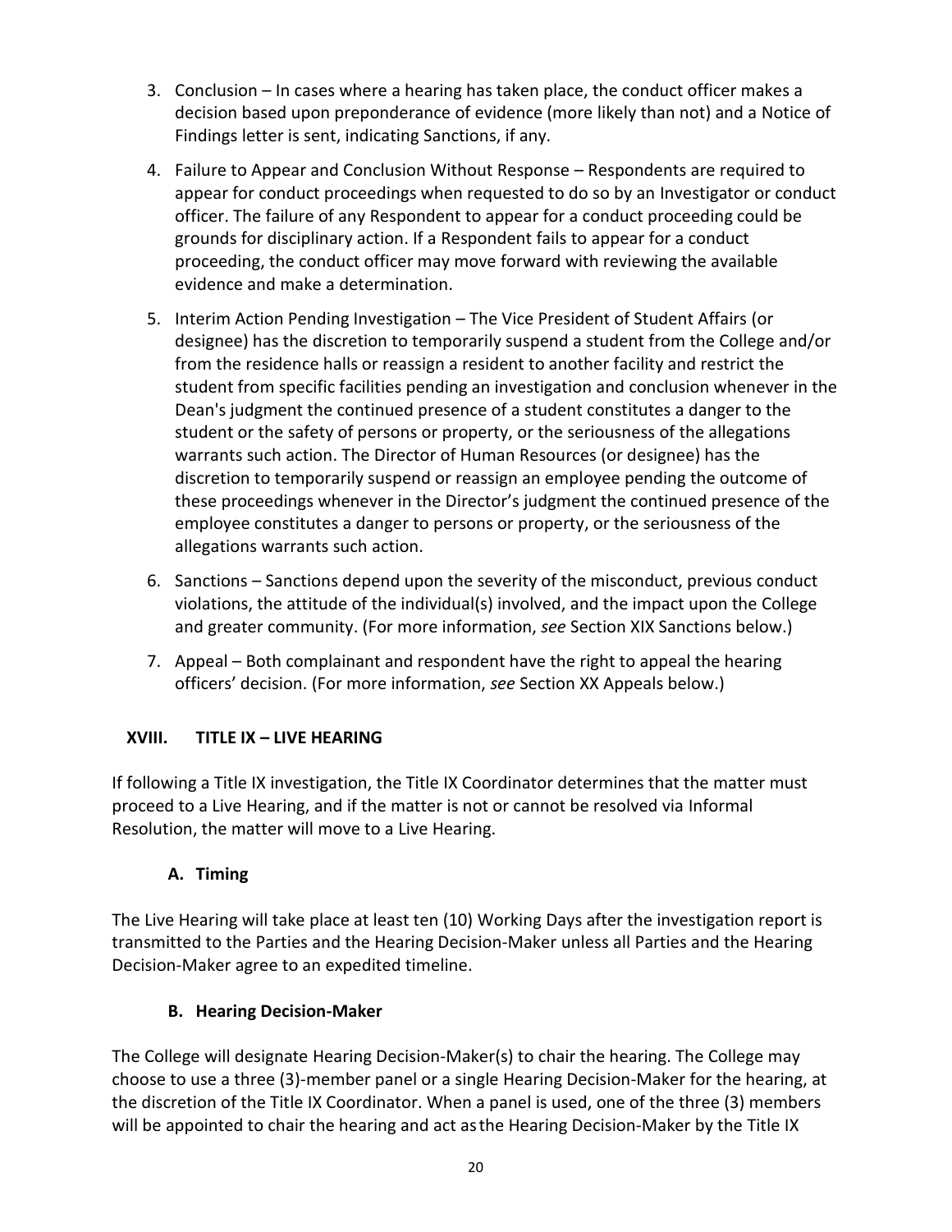3. Conclusion – In cases where a hearing has taken place, the conduct officer makes a decision based upon preponderance of evidence (more likely than not) and a Notice of Findings letter is sent, indicating Sanctions, if any.
4. Failure to Appear and Conclusion Without Response – Respondents are required to appear for conduct proceedings when requested to do so by an Investigator or conduct officer. The failure of any Respondent to appear for a conduct proceeding could be grounds for disciplinary action. If a Respondent fails to appear for a conduct proceeding, the conduct officer may move forward with reviewing the available evidence and make a determination.
5. Interim Action Pending Investigation – The Vice President of Student Affairs (or designee) has the discretion to temporarily suspend a student from the College and/or from the residence halls or reassign a resident to another facility and restrict the student from specific facilities pending an investigation and conclusion whenever in the Dean's judgment the continued presence of a student constitutes a danger to the student or the safety of persons or property, or the seriousness of the allegations warrants such action. The Director of Human Resources (or designee) has the discretion to temporarily suspend or reassign an employee pending the outcome of these proceedings whenever in the Director's judgment the continued presence of the employee constitutes a danger to persons or property, or the seriousness of the allegations warrants such action.
6. Sanctions – Sanctions depend upon the severity of the misconduct, previous conduct violations, the attitude of the individual(s) involved, and the impact upon the College and greater community. (For more information, *see* Section XIX Sanctions below.)
7. Appeal – Both complainant and respondent have the right to appeal the hearing officers' decision. (For more information, *see* Section XX Appeals below.)

## XVIII. TITLE IX – LIVE HEARING

If following a Title IX investigation, the Title IX Coordinator determines that the matter must proceed to a Live Hearing, and if the matter is not or cannot be resolved via Informal Resolution, the matter will move to a Live Hearing.

### A. Timing

The Live Hearing will take place at least ten (10) Working Days after the investigation report is transmitted to the Parties and the Hearing Decision-Maker unless all Parties and the Hearing Decision-Maker agree to an expedited timeline.

### B. Hearing Decision-Maker

The College will designate Hearing Decision-Maker(s) to chair the hearing. The College may choose to use a three (3)-member panel or a single Hearing Decision-Maker for the hearing, at the discretion of the Title IX Coordinator. When a panel is used, one of the three (3) members will be appointed to chair the hearing and act as the Hearing Decision-Maker by the Title IX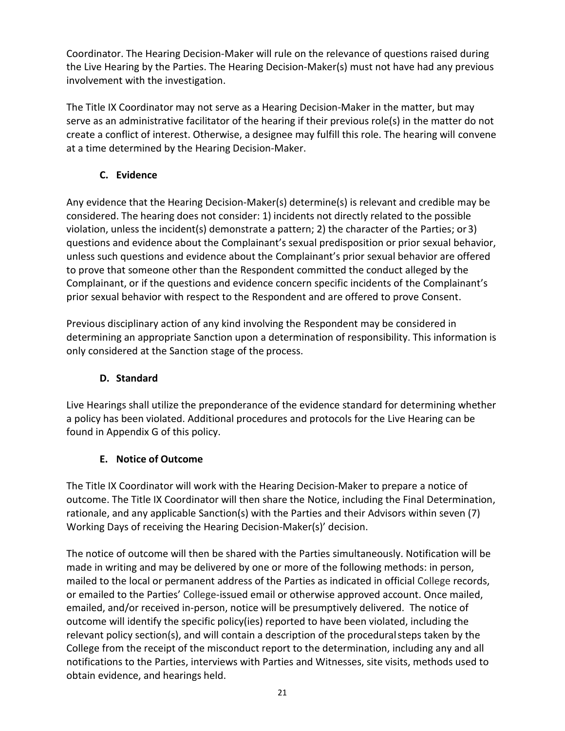Coordinator. The Hearing Decision-Maker will rule on the relevance of questions raised during the Live Hearing by the Parties. The Hearing Decision-Maker(s) must not have had any previous involvement with the investigation.

The Title IX Coordinator may not serve as a Hearing Decision-Maker in the matter, but may serve as an administrative facilitator of the hearing if their previous role(s) in the matter do not create a conflict of interest. Otherwise, a designee may fulfill this role. The hearing will convene at a time determined by the Hearing Decision-Maker.

### C. Evidence

Any evidence that the Hearing Decision-Maker(s) determine(s) is relevant and credible may be considered. The hearing does not consider: 1) incidents not directly related to the possible violation, unless the incident(s) demonstrate a pattern; 2) the character of the Parties; or 3) questions and evidence about the Complainant's sexual predisposition or prior sexual behavior, unless such questions and evidence about the Complainant's prior sexual behavior are offered to prove that someone other than the Respondent committed the conduct alleged by the Complainant, or if the questions and evidence concern specific incidents of the Complainant's prior sexual behavior with respect to the Respondent and are offered to prove Consent.

Previous disciplinary action of any kind involving the Respondent may be considered in determining an appropriate Sanction upon a determination of responsibility. This information is only considered at the Sanction stage of the process.

### D. Standard

Live Hearings shall utilize the preponderance of the evidence standard for determining whether a policy has been violated. Additional procedures and protocols for the Live Hearing can be found in Appendix G of this policy.

### E. Notice of Outcome

The Title IX Coordinator will work with the Hearing Decision-Maker to prepare a notice of outcome. The Title IX Coordinator will then share the Notice, including the Final Determination, rationale, and any applicable Sanction(s) with the Parties and their Advisors within seven (7) Working Days of receiving the Hearing Decision-Maker(s)' decision.

The notice of outcome will then be shared with the Parties simultaneously. Notification will be made in writing and may be delivered by one or more of the following methods: in person, mailed to the local or permanent address of the Parties as indicated in official College records, or emailed to the Parties' College-issued email or otherwise approved account. Once mailed, emailed, and/or received in-person, notice will be presumptively delivered. The notice of outcome will identify the specific policy(ies) reported to have been violated, including the relevant policy section(s), and will contain a description of the procedural steps taken by the College from the receipt of the misconduct report to the determination, including any and all notifications to the Parties, interviews with Parties and Witnesses, site visits, methods used to obtain evidence, and hearings held.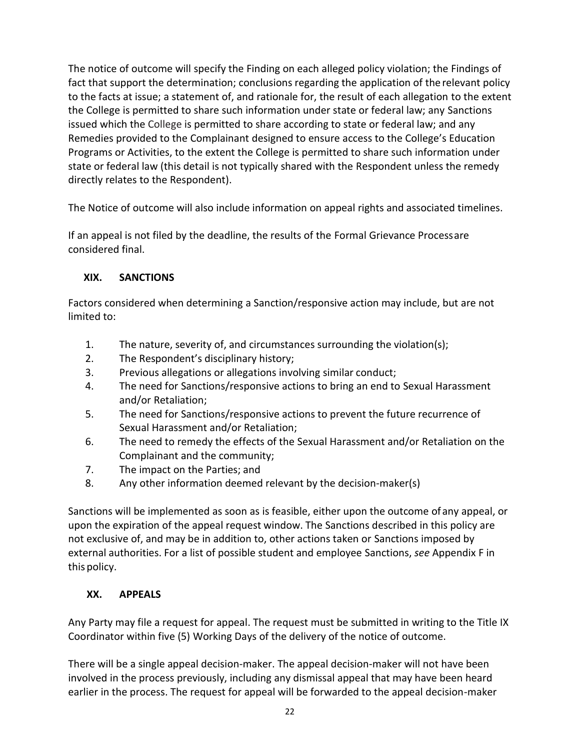The notice of outcome will specify the Finding on each alleged policy violation; the Findings of fact that support the determination; conclusions regarding the application of the relevant policy to the facts at issue; a statement of, and rationale for, the result of each allegation to the extent the College is permitted to share such information under state or federal law; any Sanctions issued which the College is permitted to share according to state or federal law; and any Remedies provided to the Complainant designed to ensure access to the College's Education Programs or Activities, to the extent the College is permitted to share such information under state or federal law (this detail is not typically shared with the Respondent unless the remedy directly relates to the Respondent).

The Notice of outcome will also include information on appeal rights and associated timelines.

If an appeal is not filed by the deadline, the results of the Formal Grievance Process are considered final.

## XIX. SANCTIONS

Factors considered when determining a Sanction/responsive action may include, but are not limited to:

1. The nature, severity of, and circumstances surrounding the violation(s);
2. The Respondent's disciplinary history;
3. Previous allegations or allegations involving similar conduct;
4. The need for Sanctions/responsive actions to bring an end to Sexual Harassment and/or Retaliation;
5. The need for Sanctions/responsive actions to prevent the future recurrence of Sexual Harassment and/or Retaliation;
6. The need to remedy the effects of the Sexual Harassment and/or Retaliation on the Complainant and the community;
7. The impact on the Parties; and
8. Any other information deemed relevant by the decision-maker(s)

Sanctions will be implemented as soon as is feasible, either upon the outcome of any appeal, or upon the expiration of the appeal request window. The Sanctions described in this policy are not exclusive of, and may be in addition to, other actions taken or Sanctions imposed by external authorities. For a list of possible student and employee Sanctions, *see* Appendix F in this policy.

## XX. APPEALS

Any Party may file a request for appeal. The request must be submitted in writing to the Title IX Coordinator within five (5) Working Days of the delivery of the notice of outcome.

There will be a single appeal decision-maker. The appeal decision-maker will not have been involved in the process previously, including any dismissal appeal that may have been heard earlier in the process. The request for appeal will be forwarded to the appeal decision-maker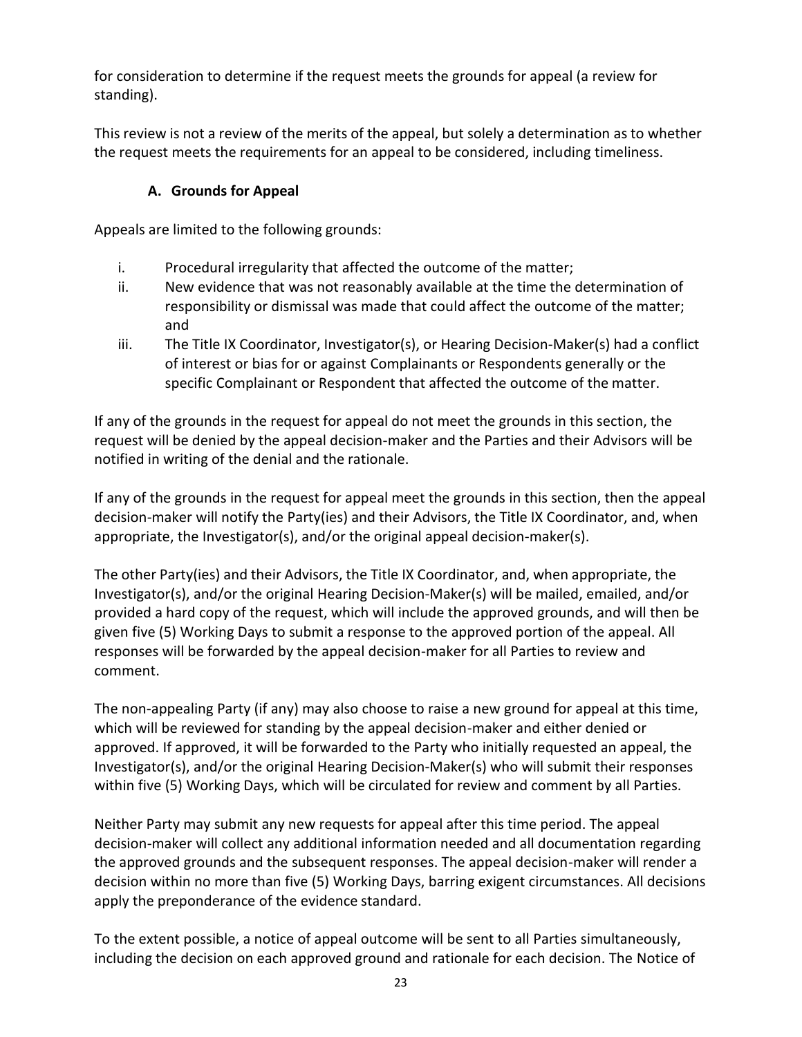for consideration to determine if the request meets the grounds for appeal (a review for standing).

This review is not a review of the merits of the appeal, but solely a determination as to whether the request meets the requirements for an appeal to be considered, including timeliness.

### A. Grounds for Appeal

Appeals are limited to the following grounds:

i. Procedural irregularity that affected the outcome of the matter;
ii. New evidence that was not reasonably available at the time the determination of responsibility or dismissal was made that could affect the outcome of the matter; and
iii. The Title IX Coordinator, Investigator(s), or Hearing Decision-Maker(s) had a conflict of interest or bias for or against Complainants or Respondents generally or the specific Complainant or Respondent that affected the outcome of the matter.

If any of the grounds in the request for appeal do not meet the grounds in this section, the request will be denied by the appeal decision-maker and the Parties and their Advisors will be notified in writing of the denial and the rationale.

If any of the grounds in the request for appeal meet the grounds in this section, then the appeal decision-maker will notify the Party(ies) and their Advisors, the Title IX Coordinator, and, when appropriate, the Investigator(s), and/or the original appeal decision-maker(s).

The other Party(ies) and their Advisors, the Title IX Coordinator, and, when appropriate, the Investigator(s), and/or the original Hearing Decision-Maker(s) will be mailed, emailed, and/or provided a hard copy of the request, which will include the approved grounds, and will then be given five (5) Working Days to submit a response to the approved portion of the appeal. All responses will be forwarded by the appeal decision-maker for all Parties to review and comment.

The non-appealing Party (if any) may also choose to raise a new ground for appeal at this time, which will be reviewed for standing by the appeal decision-maker and either denied or approved. If approved, it will be forwarded to the Party who initially requested an appeal, the Investigator(s), and/or the original Hearing Decision-Maker(s) who will submit their responses within five (5) Working Days, which will be circulated for review and comment by all Parties.

Neither Party may submit any new requests for appeal after this time period. The appeal decision-maker will collect any additional information needed and all documentation regarding the approved grounds and the subsequent responses. The appeal decision-maker will render a decision within no more than five (5) Working Days, barring exigent circumstances. All decisions apply the preponderance of the evidence standard.

To the extent possible, a notice of appeal outcome will be sent to all Parties simultaneously, including the decision on each approved ground and rationale for each decision. The Notice of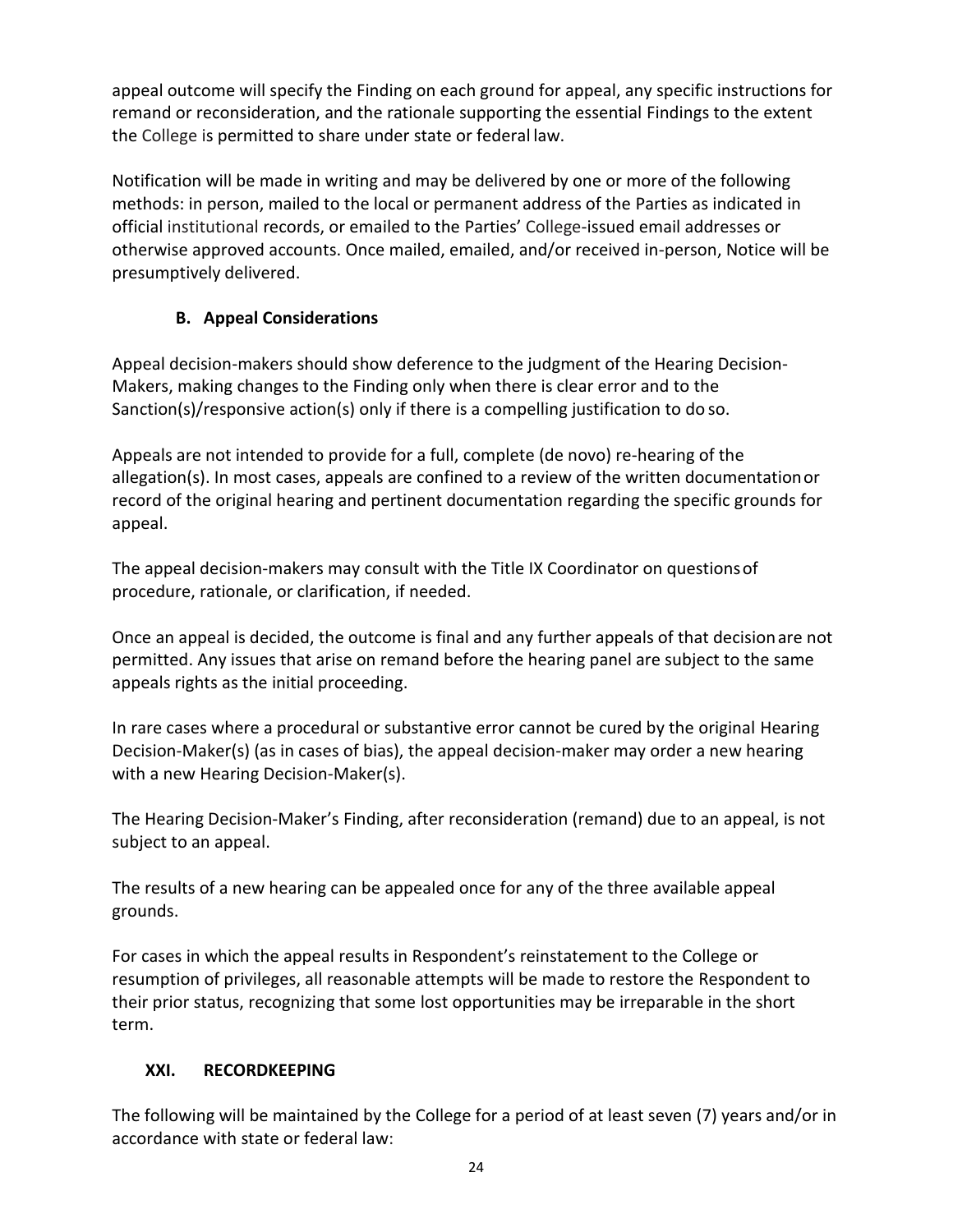appeal outcome will specify the Finding on each ground for appeal, any specific instructions for remand or reconsideration, and the rationale supporting the essential Findings to the extent the College is permitted to share under state or federal law.

Notification will be made in writing and may be delivered by one or more of the following methods: in person, mailed to the local or permanent address of the Parties as indicated in official institutional records, or emailed to the Parties' College-issued email addresses or otherwise approved accounts. Once mailed, emailed, and/or received in-person, Notice will be presumptively delivered.

### B. Appeal Considerations

Appeal decision-makers should show deference to the judgment of the Hearing Decision-Makers, making changes to the Finding only when there is clear error and to the Sanction(s)/responsive action(s) only if there is a compelling justification to do so.

Appeals are not intended to provide for a full, complete (de novo) re-hearing of the allegation(s). In most cases, appeals are confined to a review of the written documentation or record of the original hearing and pertinent documentation regarding the specific grounds for appeal.

The appeal decision-makers may consult with the Title IX Coordinator on questions of procedure, rationale, or clarification, if needed.

Once an appeal is decided, the outcome is final and any further appeals of that decision are not permitted. Any issues that arise on remand before the hearing panel are subject to the same appeals rights as the initial proceeding.

In rare cases where a procedural or substantive error cannot be cured by the original Hearing Decision-Maker(s) (as in cases of bias), the appeal decision-maker may order a new hearing with a new Hearing Decision-Maker(s).

The Hearing Decision-Maker's Finding, after reconsideration (remand) due to an appeal, is not subject to an appeal.

The results of a new hearing can be appealed once for any of the three available appeal grounds.

For cases in which the appeal results in Respondent's reinstatement to the College or resumption of privileges, all reasonable attempts will be made to restore the Respondent to their prior status, recognizing that some lost opportunities may be irreparable in the short term.

## XXI. RECORDKEEPING

The following will be maintained by the College for a period of at least seven (7) years and/or in accordance with state or federal law: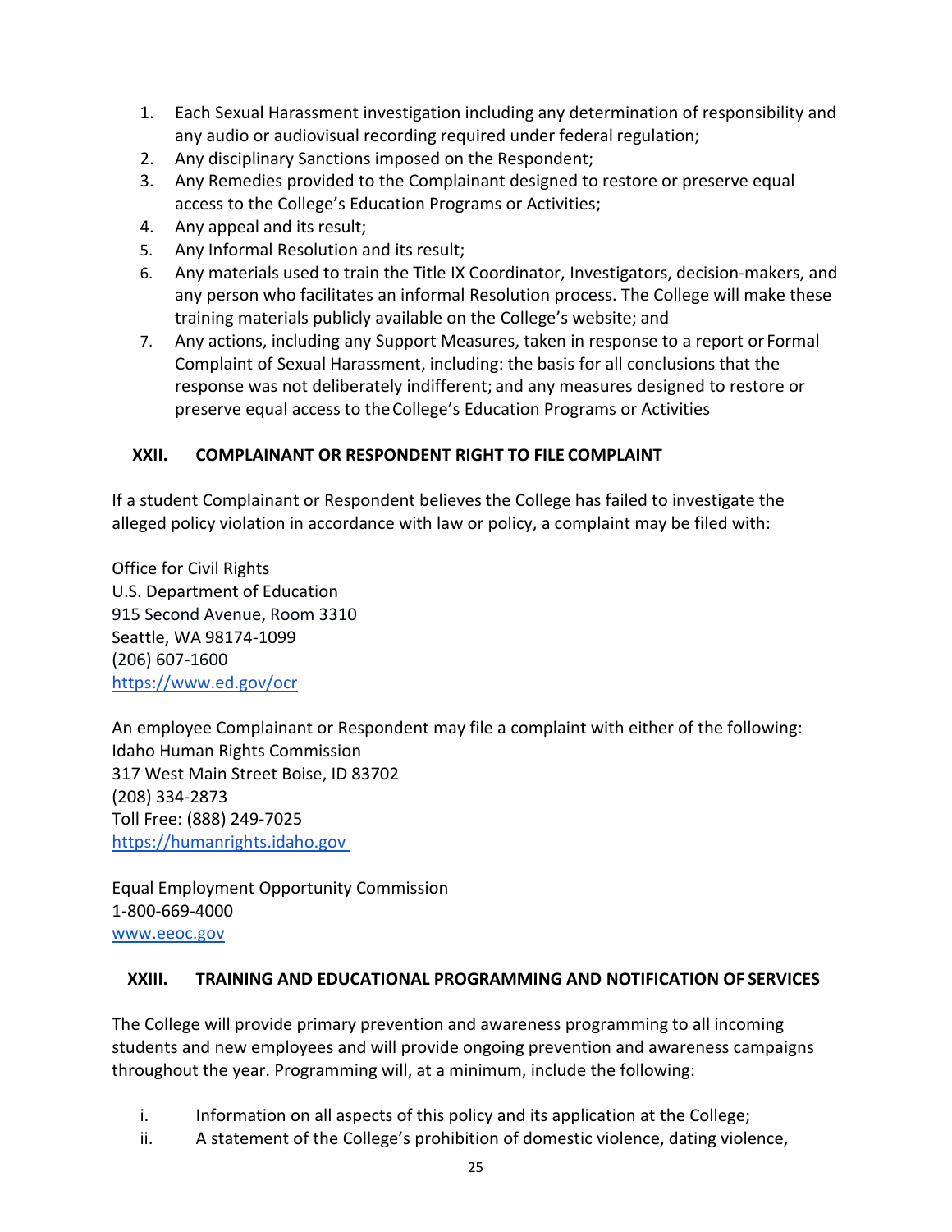1. Each Sexual Harassment investigation including any determination of responsibility and any audio or audiovisual recording required under federal regulation;
2. Any disciplinary Sanctions imposed on the Respondent;
3. Any Remedies provided to the Complainant designed to restore or preserve equal access to the College's Education Programs or Activities;
4. Any appeal and its result;
5. Any Informal Resolution and its result;
6. Any materials used to train the Title IX Coordinator, Investigators, decision-makers, and any person who facilitates an informal Resolution process. The College will make these training materials publicly available on the College's website; and
7. Any actions, including any Support Measures, taken in response to a report or Formal Complaint of Sexual Harassment, including: the basis for all conclusions that the response was not deliberately indifferent; and any measures designed to restore or preserve equal access to the College's Education Programs or Activities

## XXII. COMPLAINANT OR RESPONDENT RIGHT TO FILE COMPLAINT

If a student Complainant or Respondent believes the College has failed to investigate the alleged policy violation in accordance with law or policy, a complaint may be filed with:

Office for Civil Rights
U.S. Department of Education
915 Second Avenue, Room 3310
Seattle, WA 98174-1099
(206) 607-1600
https://www.ed.gov/ocr

An employee Complainant or Respondent may file a complaint with either of the following:
Idaho Human Rights Commission
317 West Main Street Boise, ID 83702
(208) 334-2873
Toll Free: (888) 249-7025
https://humanrights.idaho.gov

Equal Employment Opportunity Commission
1-800-669-4000
www.eeoc.gov

## XXIII. TRAINING AND EDUCATIONAL PROGRAMMING AND NOTIFICATION OF SERVICES

The College will provide primary prevention and awareness programming to all incoming students and new employees and will provide ongoing prevention and awareness campaigns throughout the year. Programming will, at a minimum, include the following:

i. Information on all aspects of this policy and its application at the College;
ii. A statement of the College's prohibition of domestic violence, dating violence,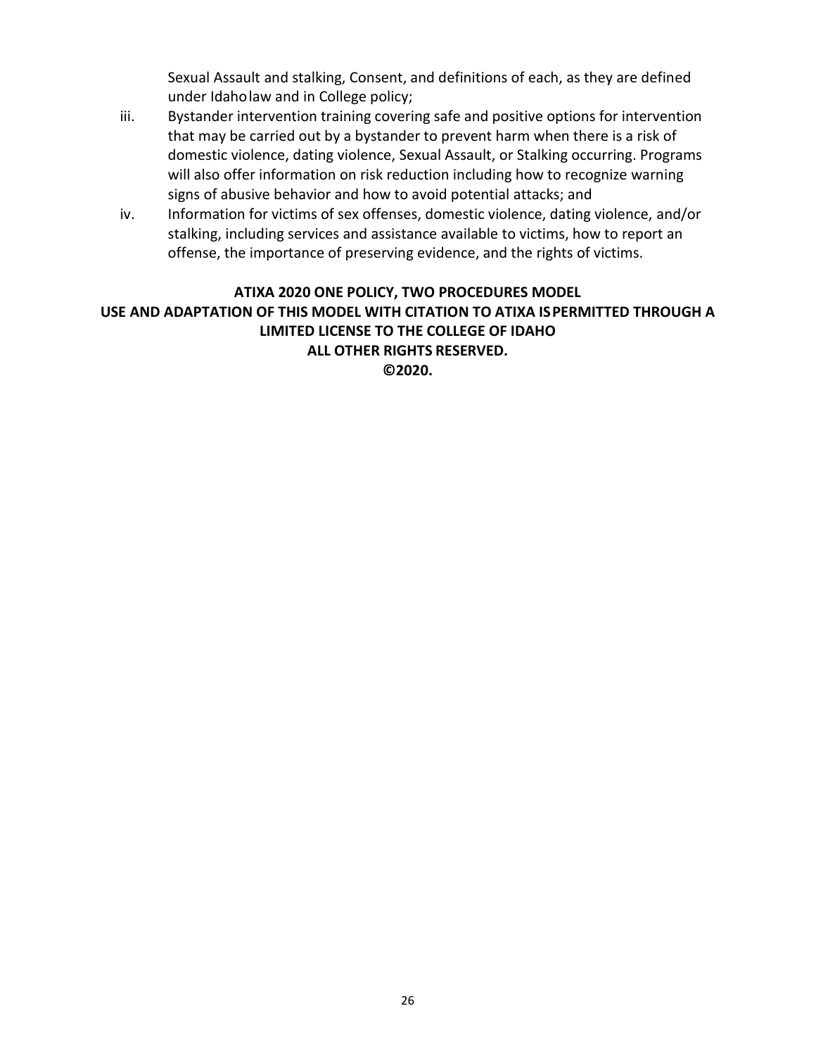Sexual Assault and stalking, Consent, and definitions of each, as they are defined under Idaho law and in College policy;

iii. Bystander intervention training covering safe and positive options for intervention that may be carried out by a bystander to prevent harm when there is a risk of domestic violence, dating violence, Sexual Assault, or Stalking occurring. Programs will also offer information on risk reduction including how to recognize warning signs of abusive behavior and how to avoid potential attacks; and

iv. Information for victims of sex offenses, domestic violence, dating violence, and/or stalking, including services and assistance available to victims, how to report an offense, the importance of preserving evidence, and the rights of victims.

**ATIXA 2020 ONE POLICY, TWO PROCEDURES MODEL**
**USE AND ADAPTATION OF THIS MODEL WITH CITATION TO ATIXA IS PERMITTED THROUGH A LIMITED LICENSE TO THE COLLEGE OF IDAHO**
**ALL OTHER RIGHTS RESERVED.**
**©2020.**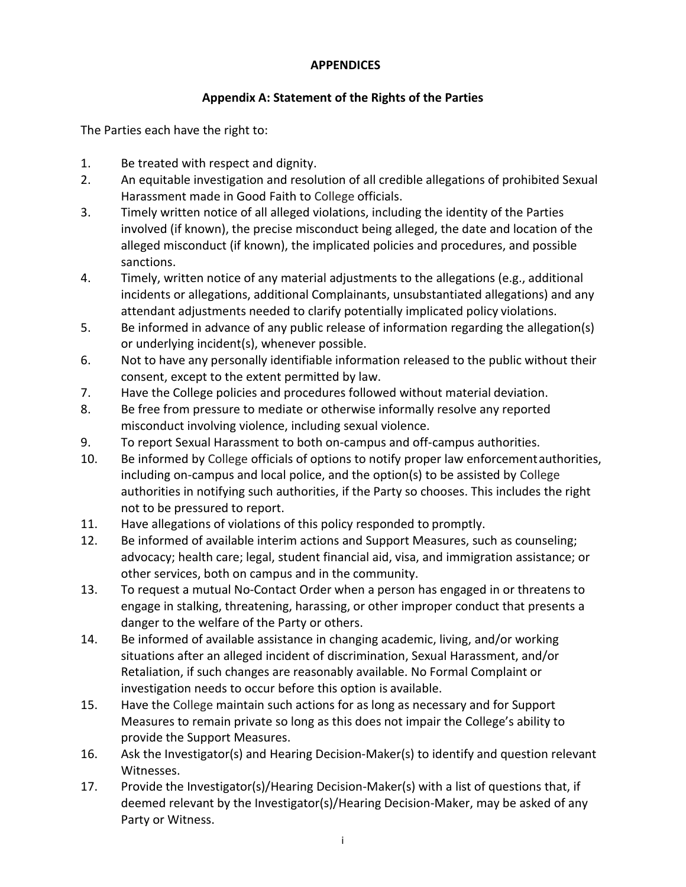# APPENDICES

## Appendix A: Statement of the Rights of the Parties

The Parties each have the right to:

1. Be treated with respect and dignity.
2. An equitable investigation and resolution of all credible allegations of prohibited Sexual Harassment made in Good Faith to College officials.
3. Timely written notice of all alleged violations, including the identity of the Parties involved (if known), the precise misconduct being alleged, the date and location of the alleged misconduct (if known), the implicated policies and procedures, and possible sanctions.
4. Timely, written notice of any material adjustments to the allegations (e.g., additional incidents or allegations, additional Complainants, unsubstantiated allegations) and any attendant adjustments needed to clarify potentially implicated policy violations.
5. Be informed in advance of any public release of information regarding the allegation(s) or underlying incident(s), whenever possible.
6. Not to have any personally identifiable information released to the public without their consent, except to the extent permitted by law.
7. Have the College policies and procedures followed without material deviation.
8. Be free from pressure to mediate or otherwise informally resolve any reported misconduct involving violence, including sexual violence.
9. To report Sexual Harassment to both on-campus and off-campus authorities.
10. Be informed by College officials of options to notify proper law enforcement authorities, including on-campus and local police, and the option(s) to be assisted by College authorities in notifying such authorities, if the Party so chooses. This includes the right not to be pressured to report.
11. Have allegations of violations of this policy responded to promptly.
12. Be informed of available interim actions and Support Measures, such as counseling; advocacy; health care; legal, student financial aid, visa, and immigration assistance; or other services, both on campus and in the community.
13. To request a mutual No-Contact Order when a person has engaged in or threatens to engage in stalking, threatening, harassing, or other improper conduct that presents a danger to the welfare of the Party or others.
14. Be informed of available assistance in changing academic, living, and/or working situations after an alleged incident of discrimination, Sexual Harassment, and/or Retaliation, if such changes are reasonably available. No Formal Complaint or investigation needs to occur before this option is available.
15. Have the College maintain such actions for as long as necessary and for Support Measures to remain private so long as this does not impair the College's ability to provide the Support Measures.
16. Ask the Investigator(s) and Hearing Decision-Maker(s) to identify and question relevant Witnesses.
17. Provide the Investigator(s)/Hearing Decision-Maker(s) with a list of questions that, if deemed relevant by the Investigator(s)/Hearing Decision-Maker, may be asked of any Party or Witness.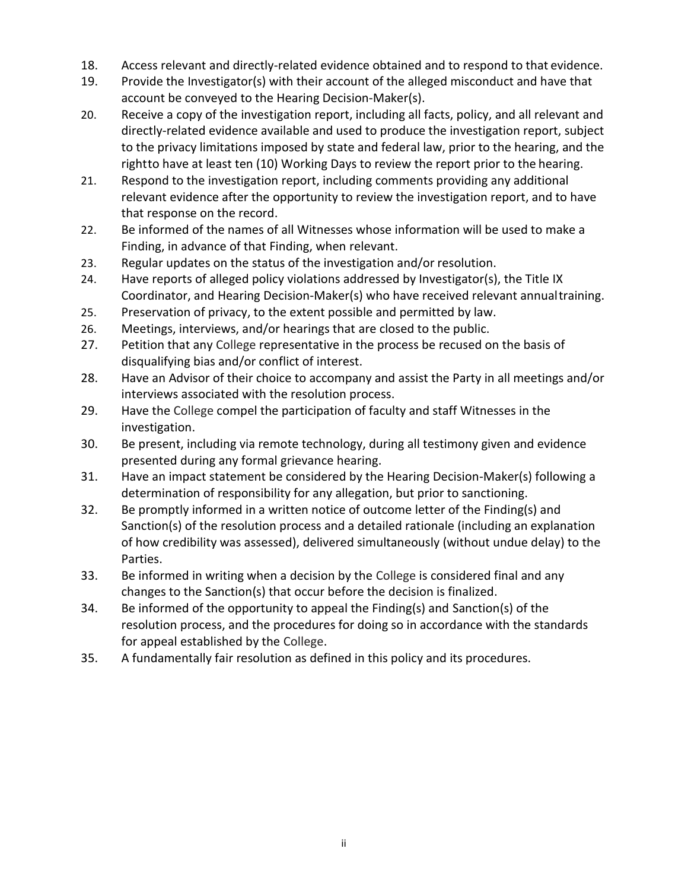18. Access relevant and directly-related evidence obtained and to respond to that evidence.
19. Provide the Investigator(s) with their account of the alleged misconduct and have that account be conveyed to the Hearing Decision-Maker(s).
20. Receive a copy of the investigation report, including all facts, policy, and all relevant and directly-related evidence available and used to produce the investigation report, subject to the privacy limitations imposed by state and federal law, prior to the hearing, and the rightto have at least ten (10) Working Days to review the report prior to the hearing.
21. Respond to the investigation report, including comments providing any additional relevant evidence after the opportunity to review the investigation report, and to have that response on the record.
22. Be informed of the names of all Witnesses whose information will be used to make a Finding, in advance of that Finding, when relevant.
23. Regular updates on the status of the investigation and/or resolution.
24. Have reports of alleged policy violations addressed by Investigator(s), the Title IX Coordinator, and Hearing Decision-Maker(s) who have received relevant annualtraining.
25. Preservation of privacy, to the extent possible and permitted by law.
26. Meetings, interviews, and/or hearings that are closed to the public.
27. Petition that any College representative in the process be recused on the basis of disqualifying bias and/or conflict of interest.
28. Have an Advisor of their choice to accompany and assist the Party in all meetings and/or interviews associated with the resolution process.
29. Have the College compel the participation of faculty and staff Witnesses in the investigation.
30. Be present, including via remote technology, during all testimony given and evidence presented during any formal grievance hearing.
31. Have an impact statement be considered by the Hearing Decision-Maker(s) following a determination of responsibility for any allegation, but prior to sanctioning.
32. Be promptly informed in a written notice of outcome letter of the Finding(s) and Sanction(s) of the resolution process and a detailed rationale (including an explanation of how credibility was assessed), delivered simultaneously (without undue delay) to the Parties.
33. Be informed in writing when a decision by the College is considered final and any changes to the Sanction(s) that occur before the decision is finalized.
34. Be informed of the opportunity to appeal the Finding(s) and Sanction(s) of the resolution process, and the procedures for doing so in accordance with the standards for appeal established by the College.
35. A fundamentally fair resolution as defined in this policy and its procedures.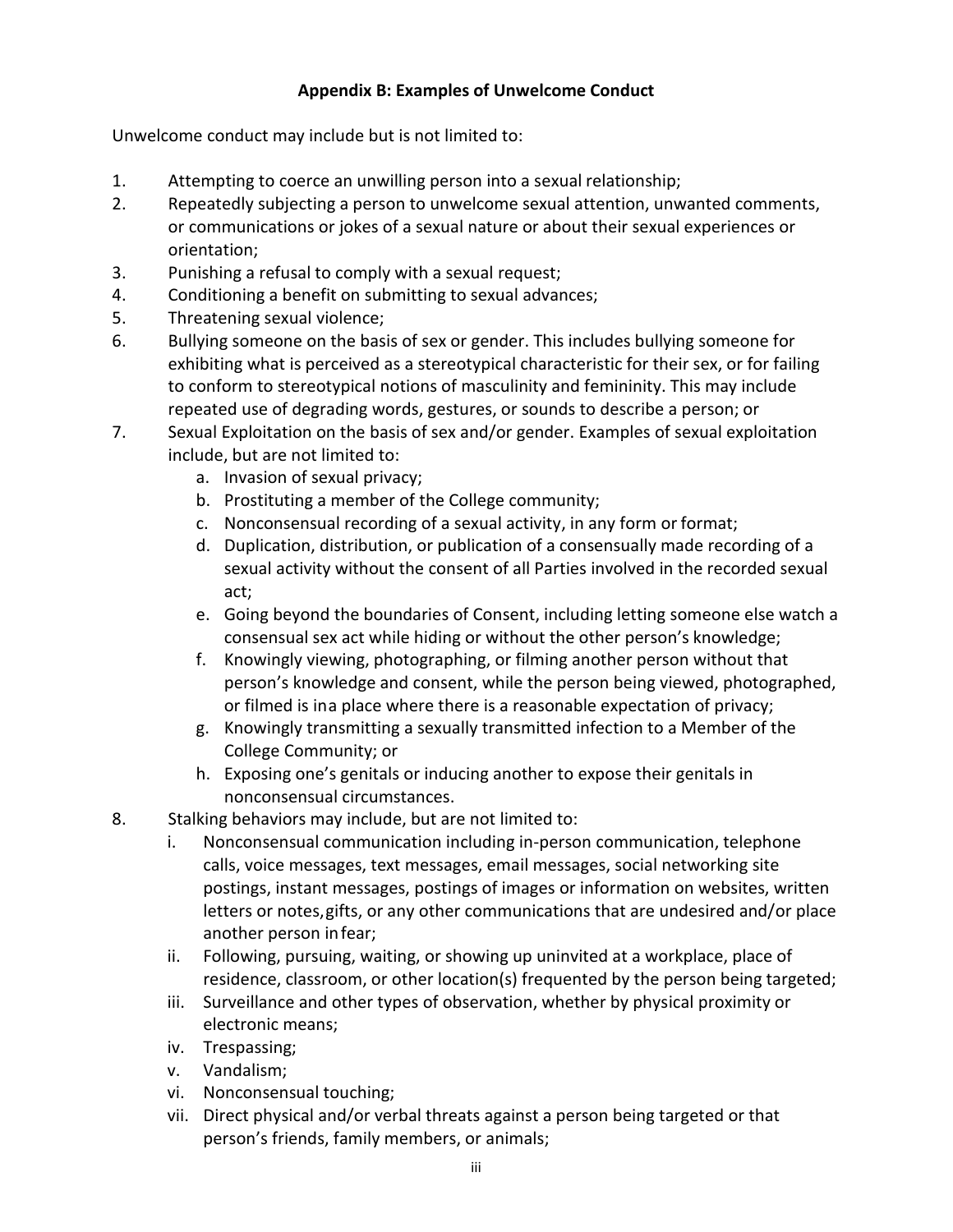## Appendix B: Examples of Unwelcome Conduct

Unwelcome conduct may include but is not limited to:

1. Attempting to coerce an unwilling person into a sexual relationship;
2. Repeatedly subjecting a person to unwelcome sexual attention, unwanted comments, or communications or jokes of a sexual nature or about their sexual experiences or orientation;
3. Punishing a refusal to comply with a sexual request;
4. Conditioning a benefit on submitting to sexual advances;
5. Threatening sexual violence;
6. Bullying someone on the basis of sex or gender. This includes bullying someone for exhibiting what is perceived as a stereotypical characteristic for their sex, or for failing to conform to stereotypical notions of masculinity and femininity. This may include repeated use of degrading words, gestures, or sounds to describe a person; or
7. Sexual Exploitation on the basis of sex and/or gender. Examples of sexual exploitation include, but are not limited to:
   a. Invasion of sexual privacy;
   b. Prostituting a member of the College community;
   c. Nonconsensual recording of a sexual activity, in any form or format;
   d. Duplication, distribution, or publication of a consensually made recording of a sexual activity without the consent of all Parties involved in the recorded sexual act;
   e. Going beyond the boundaries of Consent, including letting someone else watch a consensual sex act while hiding or without the other person's knowledge;
   f. Knowingly viewing, photographing, or filming another person without that person's knowledge and consent, while the person being viewed, photographed, or filmed is in a place where there is a reasonable expectation of privacy;
   g. Knowingly transmitting a sexually transmitted infection to a Member of the College Community; or
   h. Exposing one's genitals or inducing another to expose their genitals in nonconsensual circumstances.
8. Stalking behaviors may include, but are not limited to:
   i. Nonconsensual communication including in-person communication, telephone calls, voice messages, text messages, email messages, social networking site postings, instant messages, postings of images or information on websites, written letters or notes, gifts, or any other communications that are undesired and/or place another person in fear;
   ii. Following, pursuing, waiting, or showing up uninvited at a workplace, place of residence, classroom, or other location(s) frequented by the person being targeted;
   iii. Surveillance and other types of observation, whether by physical proximity or electronic means;
   iv. Trespassing;
   v. Vandalism;
   vi. Nonconsensual touching;
   vii. Direct physical and/or verbal threats against a person being targeted or that person's friends, family members, or animals;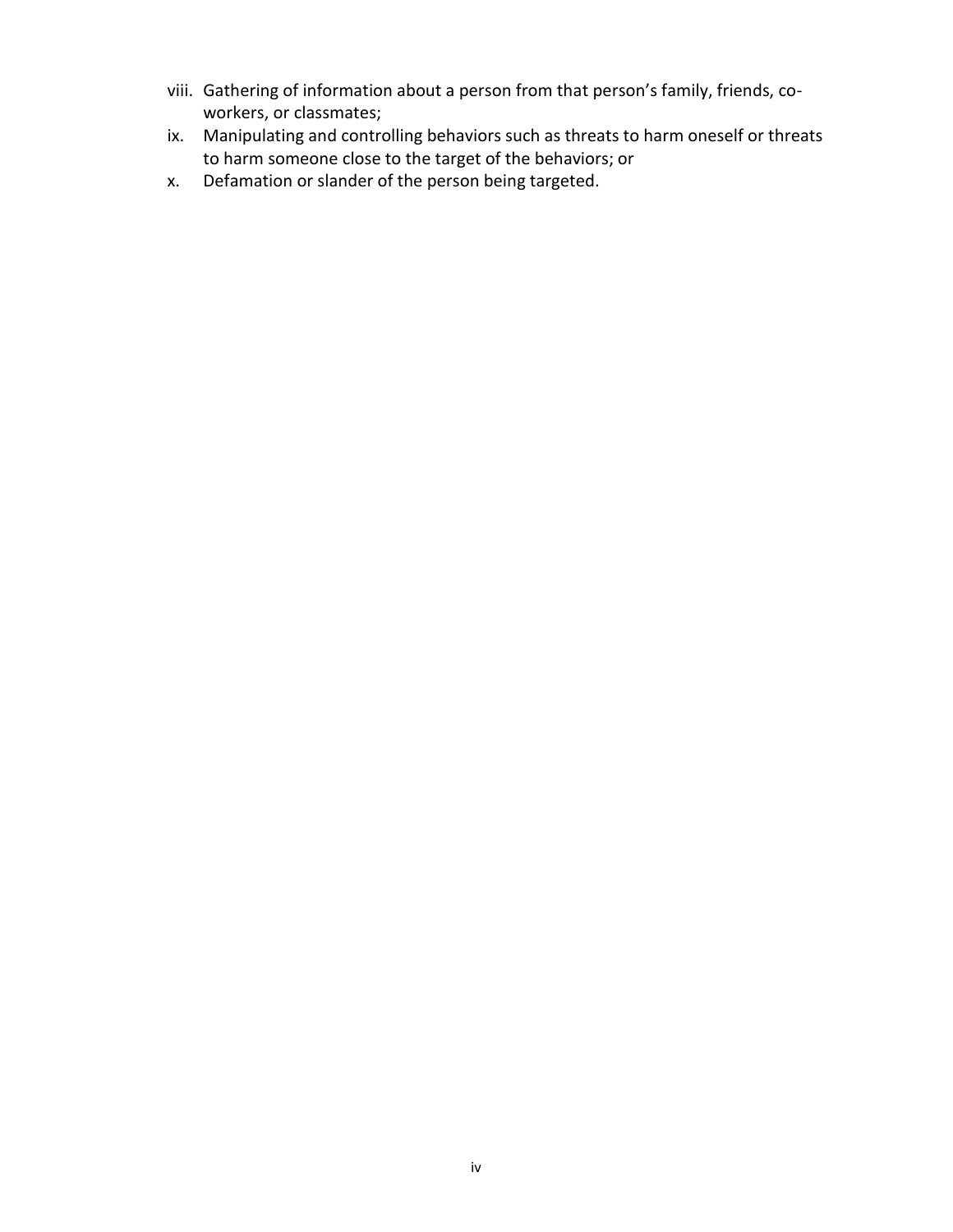viii. Gathering of information about a person from that person's family, friends, co-workers, or classmates;
ix. Manipulating and controlling behaviors such as threats to harm oneself or threats to harm someone close to the target of the behaviors; or
x. Defamation or slander of the person being targeted.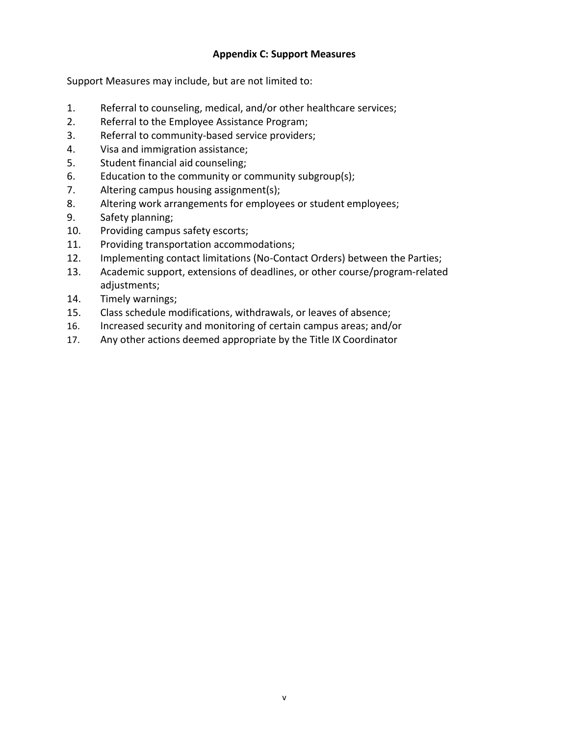## Appendix C: Support Measures

Support Measures may include, but are not limited to:

1. Referral to counseling, medical, and/or other healthcare services;
2. Referral to the Employee Assistance Program;
3. Referral to community-based service providers;
4. Visa and immigration assistance;
5. Student financial aid counseling;
6. Education to the community or community subgroup(s);
7. Altering campus housing assignment(s);
8. Altering work arrangements for employees or student employees;
9. Safety planning;
10. Providing campus safety escorts;
11. Providing transportation accommodations;
12. Implementing contact limitations (No-Contact Orders) between the Parties;
13. Academic support, extensions of deadlines, or other course/program-related adjustments;
14. Timely warnings;
15. Class schedule modifications, withdrawals, or leaves of absence;
16. Increased security and monitoring of certain campus areas; and/or
17. Any other actions deemed appropriate by the Title IX Coordinator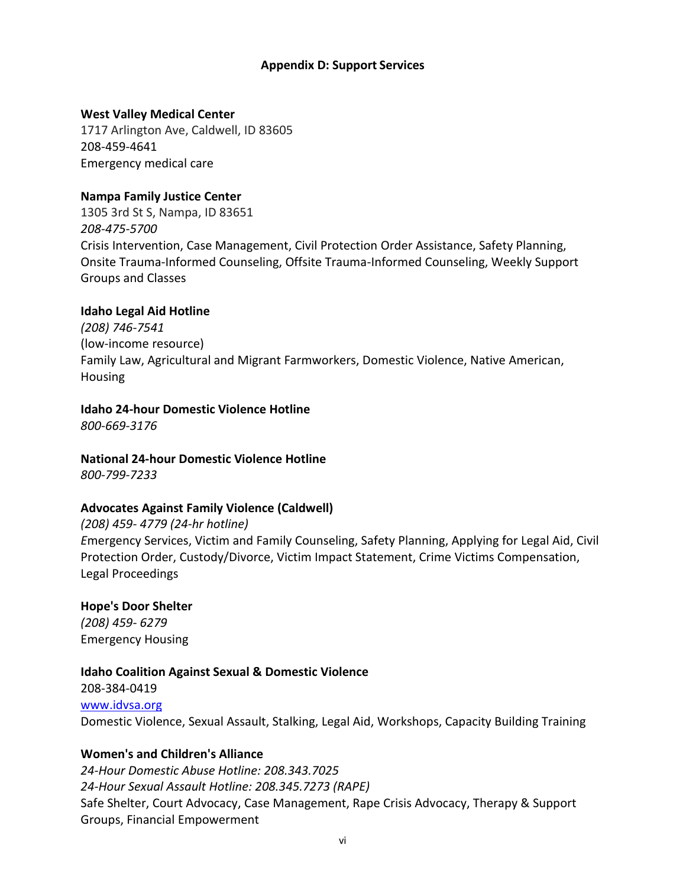## Appendix D: Support Services

**West Valley Medical Center**
1717 Arlington Ave, Caldwell, ID 83605
208-459-4641
Emergency medical care

**Nampa Family Justice Center**
1305 3rd St S, Nampa, ID 83651
*208-475-5700*
Crisis Intervention, Case Management, Civil Protection Order Assistance, Safety Planning, Onsite Trauma-Informed Counseling, Offsite Trauma-Informed Counseling, Weekly Support Groups and Classes

**Idaho Legal Aid Hotline**
*(208) 746-7541*
(low-income resource)
Family Law, Agricultural and Migrant Farmworkers, Domestic Violence, Native American, Housing

**Idaho 24-hour Domestic Violence Hotline**
*800-669-3176*

**National 24-hour Domestic Violence Hotline**
*800-799-7233*

**Advocates Against Family Violence (Caldwell)**
*(208) 459- 4779 (24-hr hotline)*
*E*mergency Services, Victim and Family Counseling, Safety Planning, Applying for Legal Aid, Civil Protection Order, Custody/Divorce, Victim Impact Statement, Crime Victims Compensation, Legal Proceedings

**Hope's Door Shelter**
*(208) 459- 6279*
Emergency Housing

**Idaho Coalition Against Sexual & Domestic Violence**
208-384-0419
[www.idvsa.org](http://www.idvsa.org)
Domestic Violence, Sexual Assault, Stalking, Legal Aid, Workshops, Capacity Building Training

**Women's and Children's Alliance**
*24-Hour Domestic Abuse Hotline: 208.343.7025*
*24-Hour Sexual Assault Hotline: 208.345.7273 (RAPE)*
Safe Shelter, Court Advocacy, Case Management, Rape Crisis Advocacy, Therapy & Support Groups, Financial Empowerment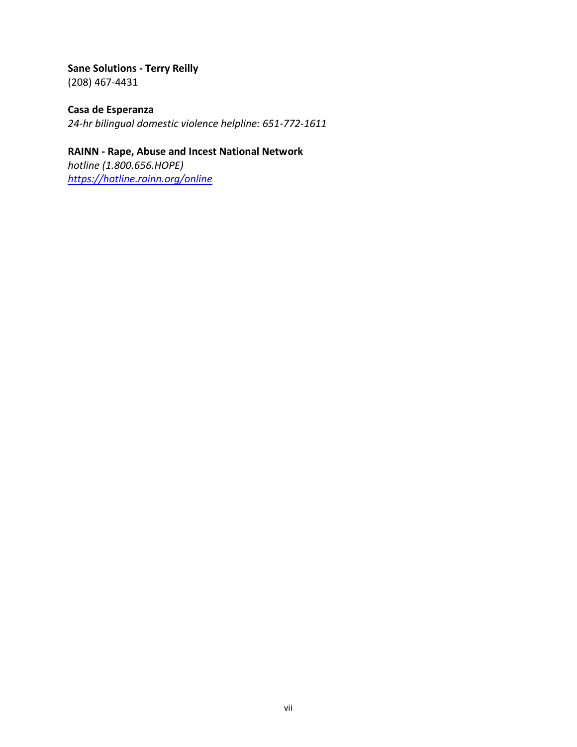**Sane Solutions - Terry Reilly**
(208) 467-4431

**Casa de Esperanza**
*24-hr bilingual domestic violence helpline: 651-772-1611*

**RAINN - Rape, Abuse and Incest National Network**
*hotline (1.800.656.HOPE)*
*https://hotline.rainn.org/online*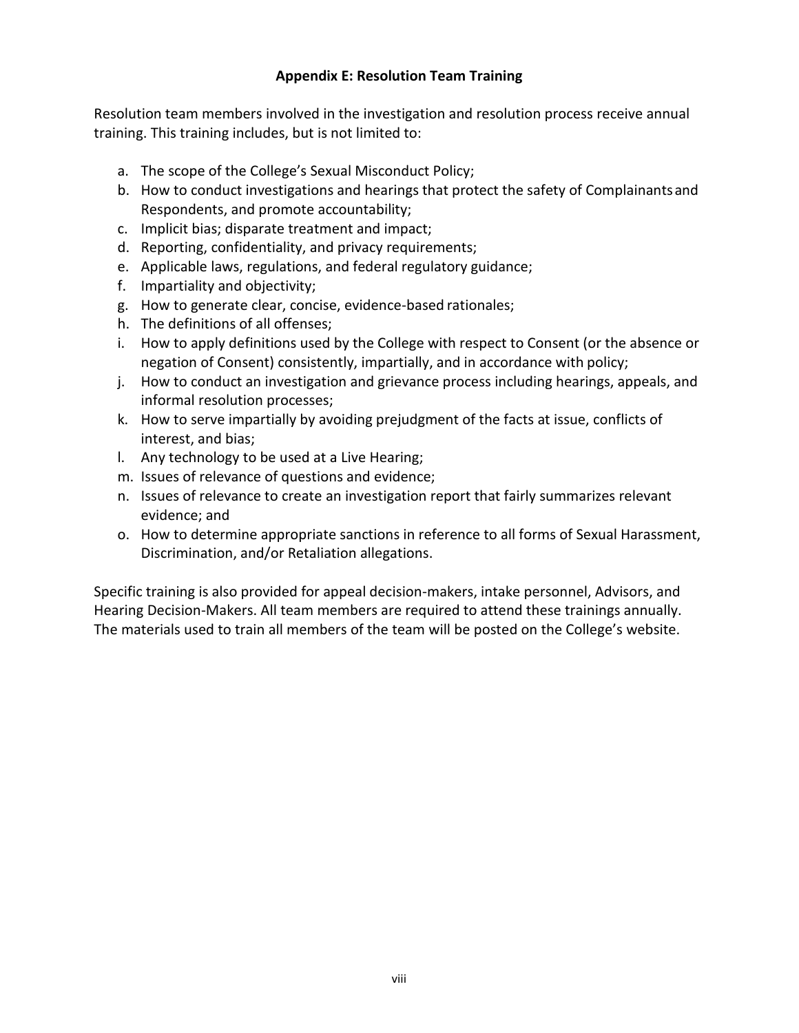## Appendix E: Resolution Team Training

Resolution team members involved in the investigation and resolution process receive annual training. This training includes, but is not limited to:

a. The scope of the College's Sexual Misconduct Policy;
b. How to conduct investigations and hearings that protect the safety of Complainants and Respondents, and promote accountability;
c. Implicit bias; disparate treatment and impact;
d. Reporting, confidentiality, and privacy requirements;
e. Applicable laws, regulations, and federal regulatory guidance;
f. Impartiality and objectivity;
g. How to generate clear, concise, evidence-based rationales;
h. The definitions of all offenses;
i. How to apply definitions used by the College with respect to Consent (or the absence or negation of Consent) consistently, impartially, and in accordance with policy;
j. How to conduct an investigation and grievance process including hearings, appeals, and informal resolution processes;
k. How to serve impartially by avoiding prejudgment of the facts at issue, conflicts of interest, and bias;
l. Any technology to be used at a Live Hearing;
m. Issues of relevance of questions and evidence;
n. Issues of relevance to create an investigation report that fairly summarizes relevant evidence; and
o. How to determine appropriate sanctions in reference to all forms of Sexual Harassment, Discrimination, and/or Retaliation allegations.

Specific training is also provided for appeal decision-makers, intake personnel, Advisors, and Hearing Decision-Makers. All team members are required to attend these trainings annually. The materials used to train all members of the team will be posted on the College's website.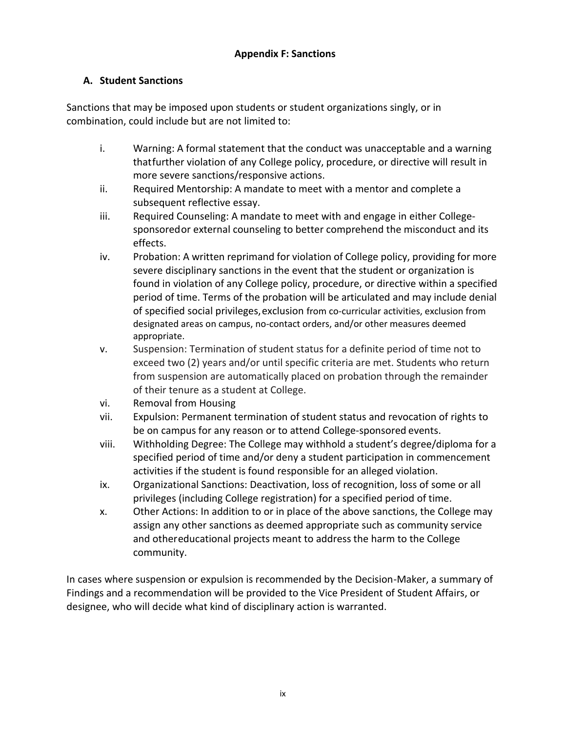## Appendix F: Sanctions

### A. Student Sanctions

Sanctions that may be imposed upon students or student organizations singly, or in combination, could include but are not limited to:

i. Warning: A formal statement that the conduct was unacceptable and a warning thatfurther violation of any College policy, procedure, or directive will result in more severe sanctions/responsive actions.

ii. Required Mentorship: A mandate to meet with a mentor and complete a subsequent reflective essay.

iii. Required Counseling: A mandate to meet with and engage in either College-sponsoredor external counseling to better comprehend the misconduct and its effects.

iv. Probation: A written reprimand for violation of College policy, providing for more severe disciplinary sanctions in the event that the student or organization is found in violation of any College policy, procedure, or directive within a specified period of time. Terms of the probation will be articulated and may include denial of specified social privileges, exclusion from co-curricular activities, exclusion from designated areas on campus, no-contact orders, and/or other measures deemed appropriate.

v. Suspension: Termination of student status for a definite period of time not to exceed two (2) years and/or until specific criteria are met. Students who return from suspension are automatically placed on probation through the remainder of their tenure as a student at College.

vi. Removal from Housing

vii. Expulsion: Permanent termination of student status and revocation of rights to be on campus for any reason or to attend College-sponsored events.

viii. Withholding Degree: The College may withhold a student's degree/diploma for a specified period of time and/or deny a student participation in commencement activities if the student is found responsible for an alleged violation.

ix. Organizational Sanctions: Deactivation, loss of recognition, loss of some or all privileges (including College registration) for a specified period of time.

x. Other Actions: In addition to or in place of the above sanctions, the College may assign any other sanctions as deemed appropriate such as community service and othereducational projects meant to address the harm to the College community.

In cases where suspension or expulsion is recommended by the Decision-Maker, a summary of Findings and a recommendation will be provided to the Vice President of Student Affairs, or designee, who will decide what kind of disciplinary action is warranted.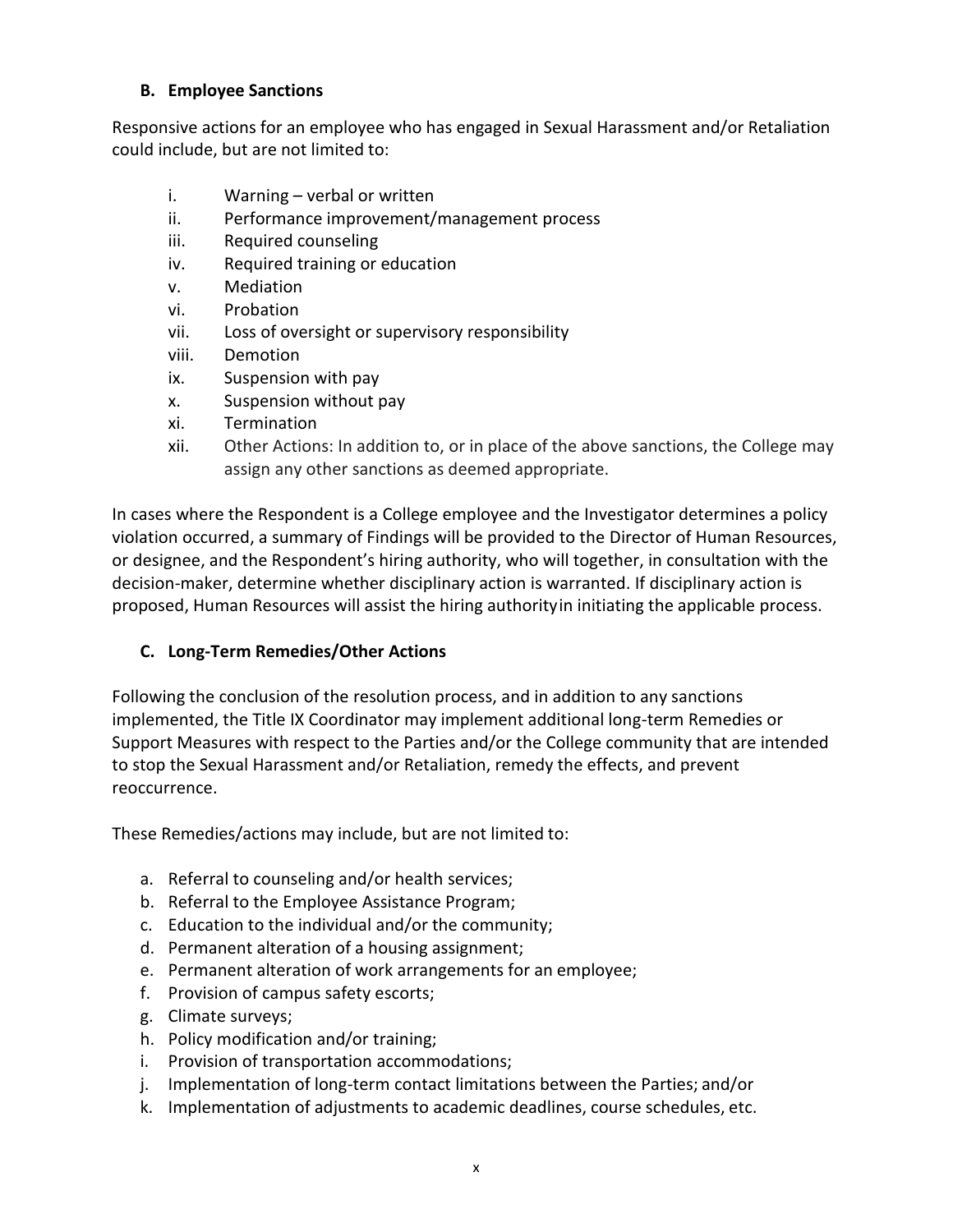### B. Employee Sanctions

Responsive actions for an employee who has engaged in Sexual Harassment and/or Retaliation could include, but are not limited to:

i. Warning – verbal or written
ii. Performance improvement/management process
iii. Required counseling
iv. Required training or education
v. Mediation
vi. Probation
vii. Loss of oversight or supervisory responsibility
viii. Demotion
ix. Suspension with pay
x. Suspension without pay
xi. Termination
xii. Other Actions: In addition to, or in place of the above sanctions, the College may assign any other sanctions as deemed appropriate.

In cases where the Respondent is a College employee and the Investigator determines a policy violation occurred, a summary of Findings will be provided to the Director of Human Resources, or designee, and the Respondent's hiring authority, who will together, in consultation with the decision-maker, determine whether disciplinary action is warranted. If disciplinary action is proposed, Human Resources will assist the hiring authority in initiating the applicable process.

### C. Long-Term Remedies/Other Actions

Following the conclusion of the resolution process, and in addition to any sanctions implemented, the Title IX Coordinator may implement additional long-term Remedies or Support Measures with respect to the Parties and/or the College community that are intended to stop the Sexual Harassment and/or Retaliation, remedy the effects, and prevent reoccurrence.

These Remedies/actions may include, but are not limited to:

a. Referral to counseling and/or health services;
b. Referral to the Employee Assistance Program;
c. Education to the individual and/or the community;
d. Permanent alteration of a housing assignment;
e. Permanent alteration of work arrangements for an employee;
f. Provision of campus safety escorts;
g. Climate surveys;
h. Policy modification and/or training;
i. Provision of transportation accommodations;
j. Implementation of long-term contact limitations between the Parties; and/or
k. Implementation of adjustments to academic deadlines, course schedules, etc.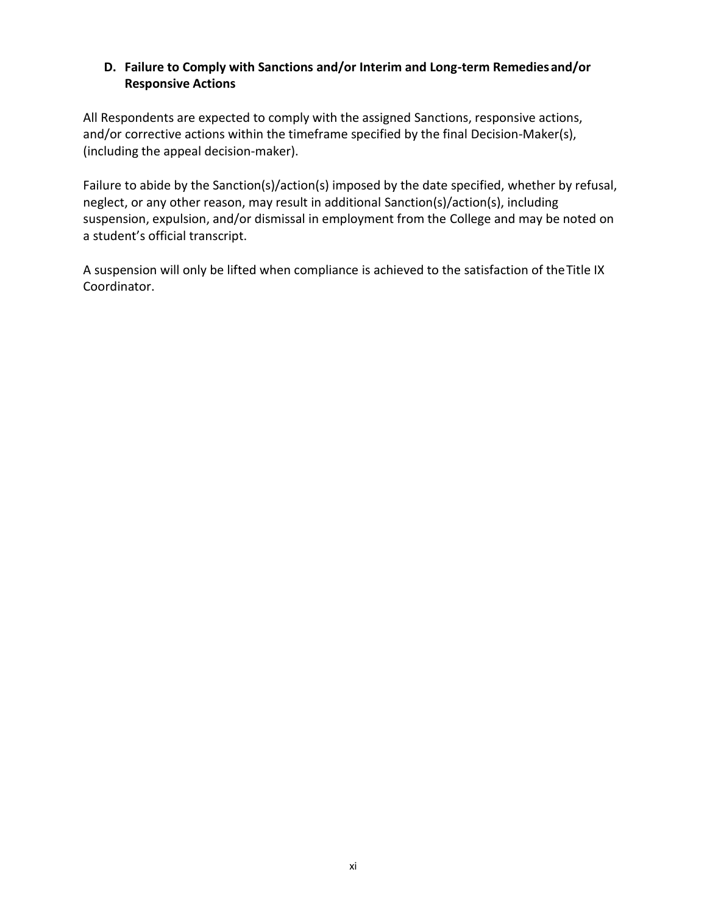### D. Failure to Comply with Sanctions and/or Interim and Long-term Remedies and/or Responsive Actions

All Respondents are expected to comply with the assigned Sanctions, responsive actions, and/or corrective actions within the timeframe specified by the final Decision-Maker(s), (including the appeal decision-maker).

Failure to abide by the Sanction(s)/action(s) imposed by the date specified, whether by refusal, neglect, or any other reason, may result in additional Sanction(s)/action(s), including suspension, expulsion, and/or dismissal in employment from the College and may be noted on a student's official transcript.

A suspension will only be lifted when compliance is achieved to the satisfaction of the Title IX Coordinator.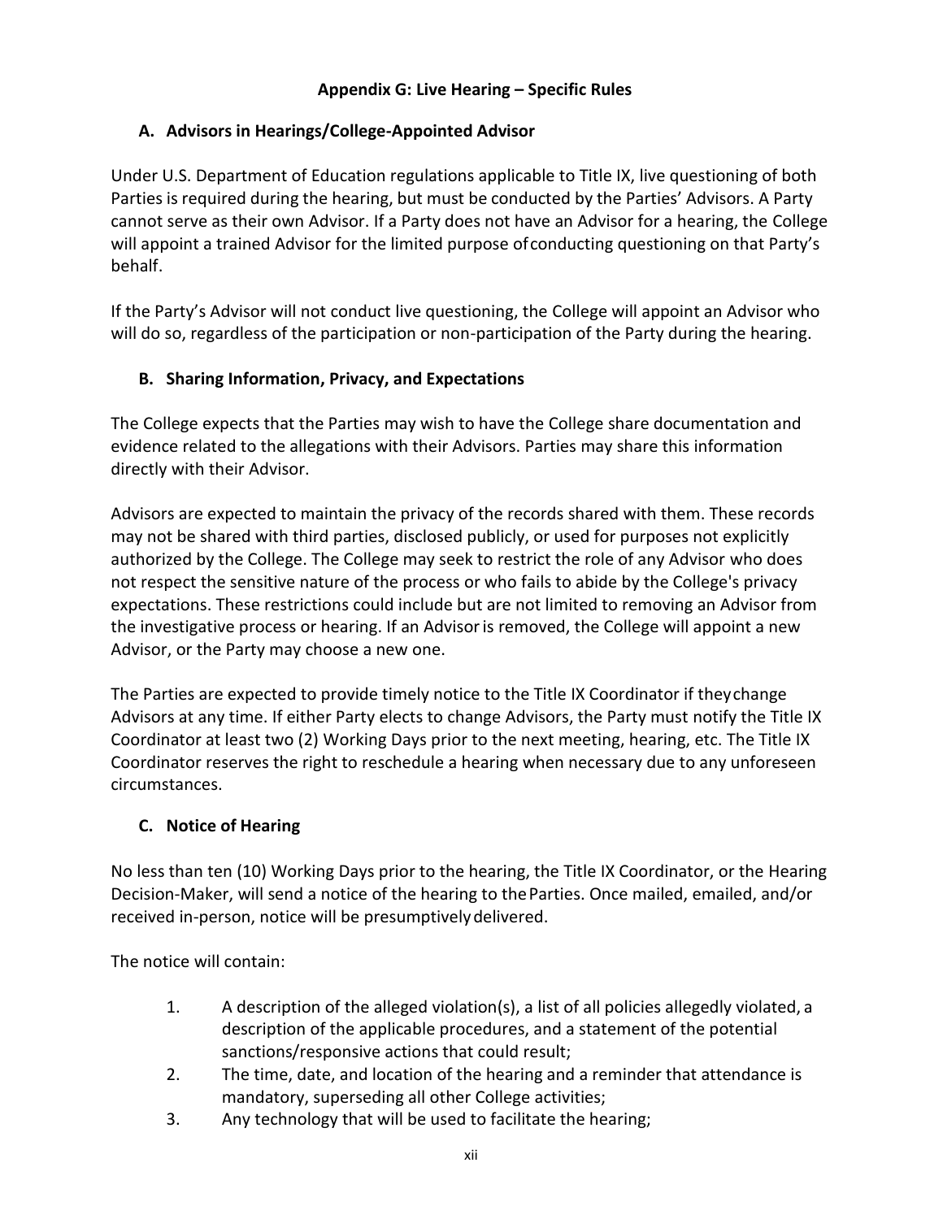## Appendix G: Live Hearing – Specific Rules

### A. Advisors in Hearings/College-Appointed Advisor

Under U.S. Department of Education regulations applicable to Title IX, live questioning of both Parties is required during the hearing, but must be conducted by the Parties' Advisors. A Party cannot serve as their own Advisor. If a Party does not have an Advisor for a hearing, the College will appoint a trained Advisor for the limited purpose of conducting questioning on that Party's behalf.

If the Party's Advisor will not conduct live questioning, the College will appoint an Advisor who will do so, regardless of the participation or non-participation of the Party during the hearing.

### B. Sharing Information, Privacy, and Expectations

The College expects that the Parties may wish to have the College share documentation and evidence related to the allegations with their Advisors. Parties may share this information directly with their Advisor.

Advisors are expected to maintain the privacy of the records shared with them. These records may not be shared with third parties, disclosed publicly, or used for purposes not explicitly authorized by the College. The College may seek to restrict the role of any Advisor who does not respect the sensitive nature of the process or who fails to abide by the College's privacy expectations. These restrictions could include but are not limited to removing an Advisor from the investigative process or hearing. If an Advisor is removed, the College will appoint a new Advisor, or the Party may choose a new one.

The Parties are expected to provide timely notice to the Title IX Coordinator if they change Advisors at any time. If either Party elects to change Advisors, the Party must notify the Title IX Coordinator at least two (2) Working Days prior to the next meeting, hearing, etc. The Title IX Coordinator reserves the right to reschedule a hearing when necessary due to any unforeseen circumstances.

### C. Notice of Hearing

No less than ten (10) Working Days prior to the hearing, the Title IX Coordinator, or the Hearing Decision-Maker, will send a notice of the hearing to the Parties. Once mailed, emailed, and/or received in-person, notice will be presumptively delivered.

The notice will contain:

1. A description of the alleged violation(s), a list of all policies allegedly violated, a description of the applicable procedures, and a statement of the potential sanctions/responsive actions that could result;
2. The time, date, and location of the hearing and a reminder that attendance is mandatory, superseding all other College activities;
3. Any technology that will be used to facilitate the hearing;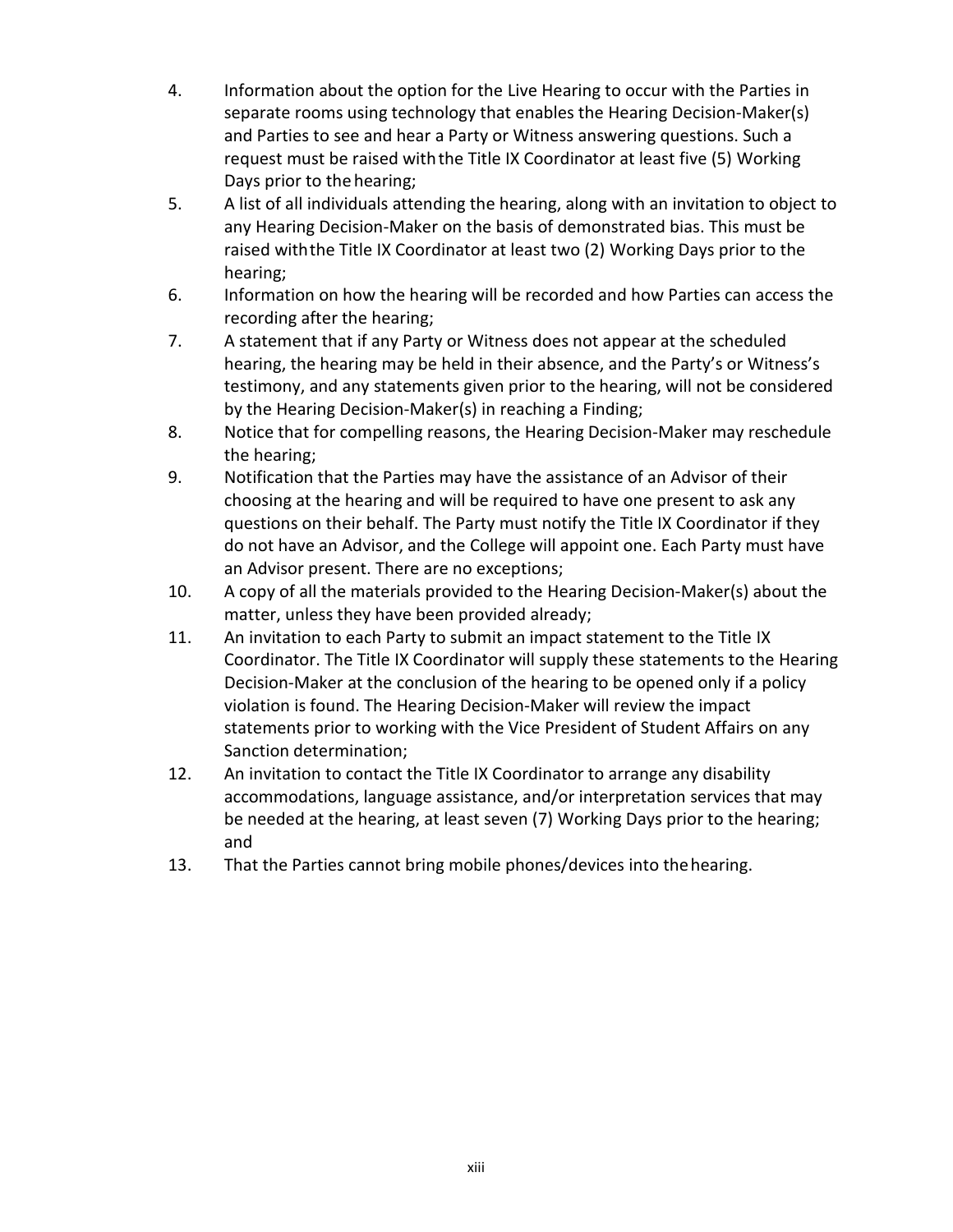4. Information about the option for the Live Hearing to occur with the Parties in separate rooms using technology that enables the Hearing Decision-Maker(s) and Parties to see and hear a Party or Witness answering questions. Such a request must be raised with the Title IX Coordinator at least five (5) Working Days prior to the hearing;
5. A list of all individuals attending the hearing, along with an invitation to object to any Hearing Decision-Maker on the basis of demonstrated bias. This must be raised with the Title IX Coordinator at least two (2) Working Days prior to the hearing;
6. Information on how the hearing will be recorded and how Parties can access the recording after the hearing;
7. A statement that if any Party or Witness does not appear at the scheduled hearing, the hearing may be held in their absence, and the Party's or Witness's testimony, and any statements given prior to the hearing, will not be considered by the Hearing Decision-Maker(s) in reaching a Finding;
8. Notice that for compelling reasons, the Hearing Decision-Maker may reschedule the hearing;
9. Notification that the Parties may have the assistance of an Advisor of their choosing at the hearing and will be required to have one present to ask any questions on their behalf. The Party must notify the Title IX Coordinator if they do not have an Advisor, and the College will appoint one. Each Party must have an Advisor present. There are no exceptions;
10. A copy of all the materials provided to the Hearing Decision-Maker(s) about the matter, unless they have been provided already;
11. An invitation to each Party to submit an impact statement to the Title IX Coordinator. The Title IX Coordinator will supply these statements to the Hearing Decision-Maker at the conclusion of the hearing to be opened only if a policy violation is found. The Hearing Decision-Maker will review the impact statements prior to working with the Vice President of Student Affairs on any Sanction determination;
12. An invitation to contact the Title IX Coordinator to arrange any disability accommodations, language assistance, and/or interpretation services that may be needed at the hearing, at least seven (7) Working Days prior to the hearing; and
13. That the Parties cannot bring mobile phones/devices into the hearing.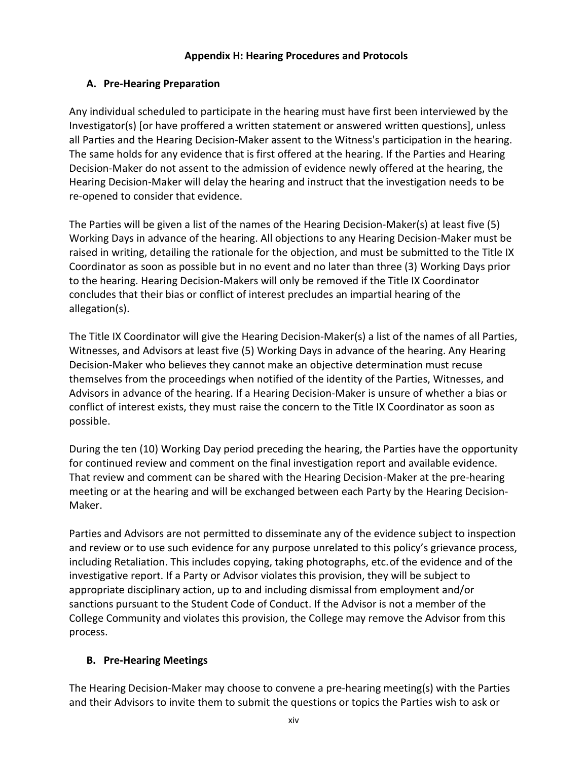## Appendix H: Hearing Procedures and Protocols

### A. Pre-Hearing Preparation

Any individual scheduled to participate in the hearing must have first been interviewed by the Investigator(s) [or have proffered a written statement or answered written questions], unless all Parties and the Hearing Decision-Maker assent to the Witness's participation in the hearing. The same holds for any evidence that is first offered at the hearing. If the Parties and Hearing Decision-Maker do not assent to the admission of evidence newly offered at the hearing, the Hearing Decision-Maker will delay the hearing and instruct that the investigation needs to be re-opened to consider that evidence.

The Parties will be given a list of the names of the Hearing Decision-Maker(s) at least five (5) Working Days in advance of the hearing. All objections to any Hearing Decision-Maker must be raised in writing, detailing the rationale for the objection, and must be submitted to the Title IX Coordinator as soon as possible but in no event and no later than three (3) Working Days prior to the hearing. Hearing Decision-Makers will only be removed if the Title IX Coordinator concludes that their bias or conflict of interest precludes an impartial hearing of the allegation(s).

The Title IX Coordinator will give the Hearing Decision-Maker(s) a list of the names of all Parties, Witnesses, and Advisors at least five (5) Working Days in advance of the hearing. Any Hearing Decision-Maker who believes they cannot make an objective determination must recuse themselves from the proceedings when notified of the identity of the Parties, Witnesses, and Advisors in advance of the hearing. If a Hearing Decision-Maker is unsure of whether a bias or conflict of interest exists, they must raise the concern to the Title IX Coordinator as soon as possible.

During the ten (10) Working Day period preceding the hearing, the Parties have the opportunity for continued review and comment on the final investigation report and available evidence. That review and comment can be shared with the Hearing Decision-Maker at the pre-hearing meeting or at the hearing and will be exchanged between each Party by the Hearing Decision-Maker.

Parties and Advisors are not permitted to disseminate any of the evidence subject to inspection and review or to use such evidence for any purpose unrelated to this policy's grievance process, including Retaliation. This includes copying, taking photographs, etc. of the evidence and of the investigative report. If a Party or Advisor violates this provision, they will be subject to appropriate disciplinary action, up to and including dismissal from employment and/or sanctions pursuant to the Student Code of Conduct. If the Advisor is not a member of the College Community and violates this provision, the College may remove the Advisor from this process.

### B. Pre-Hearing Meetings

The Hearing Decision-Maker may choose to convene a pre-hearing meeting(s) with the Parties and their Advisors to invite them to submit the questions or topics the Parties wish to ask or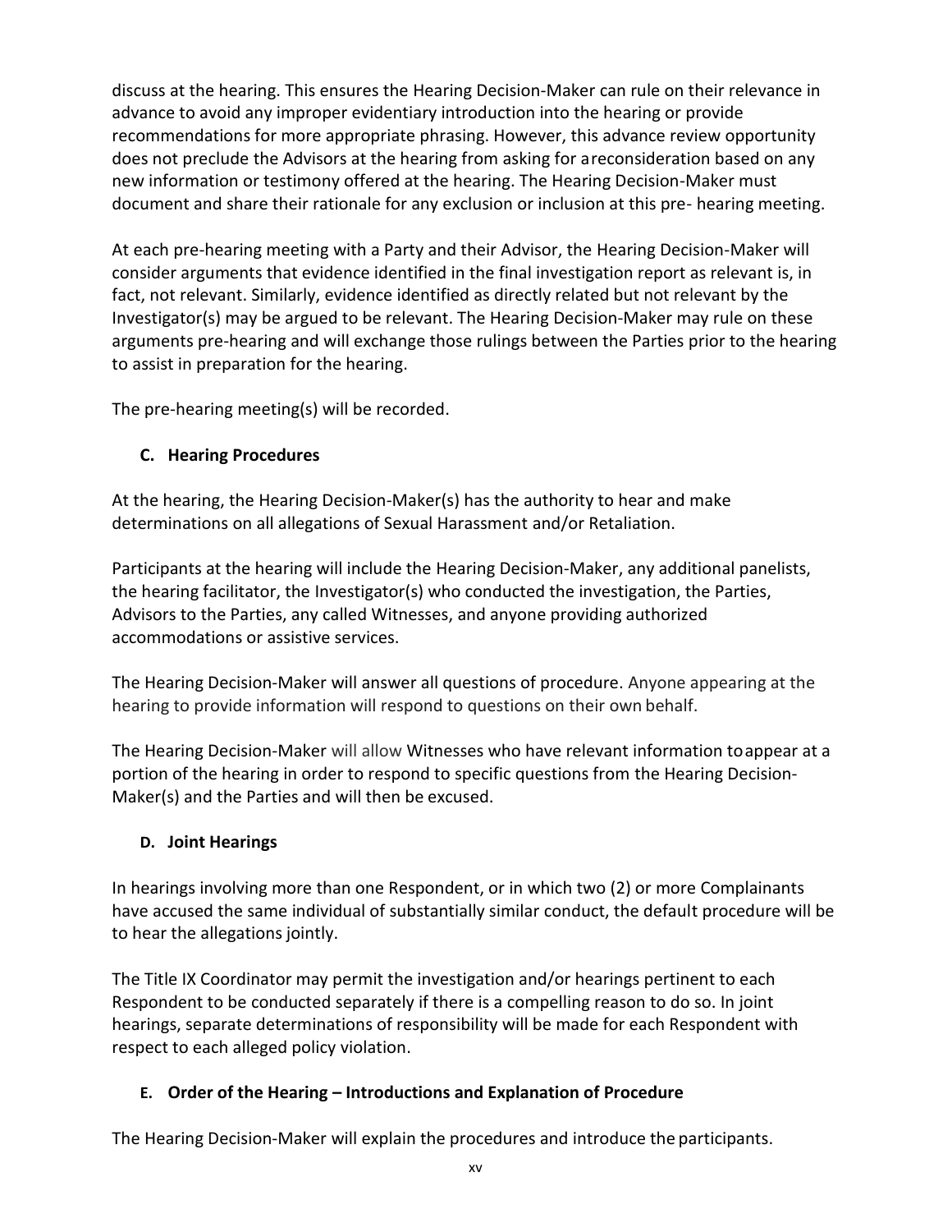discuss at the hearing. This ensures the Hearing Decision-Maker can rule on their relevance in advance to avoid any improper evidentiary introduction into the hearing or provide recommendations for more appropriate phrasing. However, this advance review opportunity does not preclude the Advisors at the hearing from asking for areconsideration based on any new information or testimony offered at the hearing. The Hearing Decision-Maker must document and share their rationale for any exclusion or inclusion at this pre- hearing meeting.

At each pre-hearing meeting with a Party and their Advisor, the Hearing Decision-Maker will consider arguments that evidence identified in the final investigation report as relevant is, in fact, not relevant. Similarly, evidence identified as directly related but not relevant by the Investigator(s) may be argued to be relevant. The Hearing Decision-Maker may rule on these arguments pre-hearing and will exchange those rulings between the Parties prior to the hearing to assist in preparation for the hearing.

The pre-hearing meeting(s) will be recorded.

### C. Hearing Procedures

At the hearing, the Hearing Decision-Maker(s) has the authority to hear and make determinations on all allegations of Sexual Harassment and/or Retaliation.

Participants at the hearing will include the Hearing Decision-Maker, any additional panelists, the hearing facilitator, the Investigator(s) who conducted the investigation, the Parties, Advisors to the Parties, any called Witnesses, and anyone providing authorized accommodations or assistive services.

The Hearing Decision-Maker will answer all questions of procedure. Anyone appearing at the hearing to provide information will respond to questions on their own behalf.

The Hearing Decision-Maker will allow Witnesses who have relevant information toappear at a portion of the hearing in order to respond to specific questions from the Hearing Decision-Maker(s) and the Parties and will then be excused.

### D. Joint Hearings

In hearings involving more than one Respondent, or in which two (2) or more Complainants have accused the same individual of substantially similar conduct, the default procedure will be to hear the allegations jointly.

The Title IX Coordinator may permit the investigation and/or hearings pertinent to each Respondent to be conducted separately if there is a compelling reason to do so. In joint hearings, separate determinations of responsibility will be made for each Respondent with respect to each alleged policy violation.

### E. Order of the Hearing – Introductions and Explanation of Procedure

The Hearing Decision-Maker will explain the procedures and introduce the participants.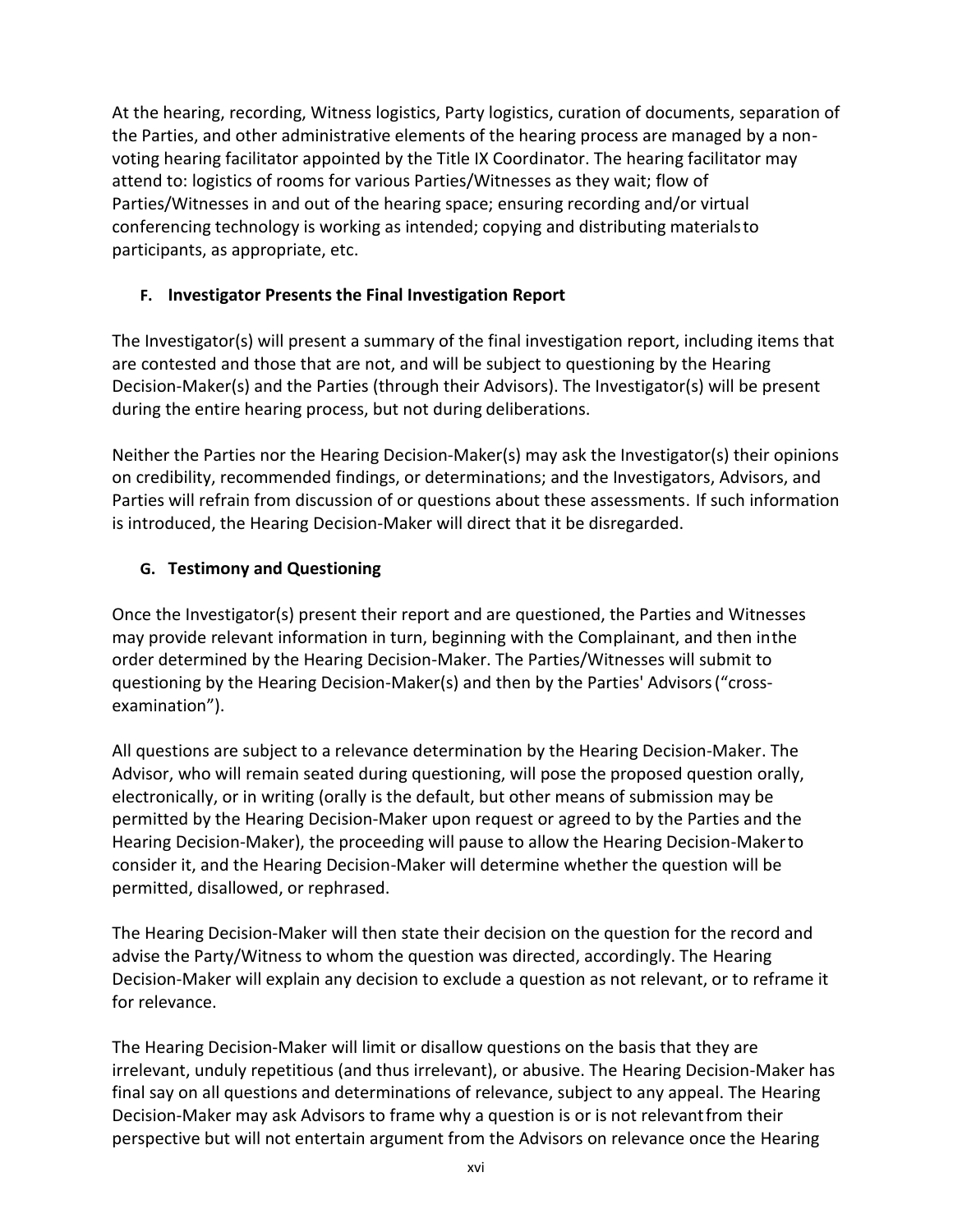At the hearing, recording, Witness logistics, Party logistics, curation of documents, separation of the Parties, and other administrative elements of the hearing process are managed by a non-voting hearing facilitator appointed by the Title IX Coordinator. The hearing facilitator may attend to: logistics of rooms for various Parties/Witnesses as they wait; flow of Parties/Witnesses in and out of the hearing space; ensuring recording and/or virtual conferencing technology is working as intended; copying and distributing materials to participants, as appropriate, etc.

### F. Investigator Presents the Final Investigation Report

The Investigator(s) will present a summary of the final investigation report, including items that are contested and those that are not, and will be subject to questioning by the Hearing Decision-Maker(s) and the Parties (through their Advisors). The Investigator(s) will be present during the entire hearing process, but not during deliberations.

Neither the Parties nor the Hearing Decision-Maker(s) may ask the Investigator(s) their opinions on credibility, recommended findings, or determinations; and the Investigators, Advisors, and Parties will refrain from discussion of or questions about these assessments. If such information is introduced, the Hearing Decision-Maker will direct that it be disregarded.

### G. Testimony and Questioning

Once the Investigator(s) present their report and are questioned, the Parties and Witnesses may provide relevant information in turn, beginning with the Complainant, and then in the order determined by the Hearing Decision-Maker. The Parties/Witnesses will submit to questioning by the Hearing Decision-Maker(s) and then by the Parties' Advisors ("cross-examination").

All questions are subject to a relevance determination by the Hearing Decision-Maker. The Advisor, who will remain seated during questioning, will pose the proposed question orally, electronically, or in writing (orally is the default, but other means of submission may be permitted by the Hearing Decision-Maker upon request or agreed to by the Parties and the Hearing Decision-Maker), the proceeding will pause to allow the Hearing Decision-Maker to consider it, and the Hearing Decision-Maker will determine whether the question will be permitted, disallowed, or rephrased.

The Hearing Decision-Maker will then state their decision on the question for the record and advise the Party/Witness to whom the question was directed, accordingly. The Hearing Decision-Maker will explain any decision to exclude a question as not relevant, or to reframe it for relevance.

The Hearing Decision-Maker will limit or disallow questions on the basis that they are irrelevant, unduly repetitious (and thus irrelevant), or abusive. The Hearing Decision-Maker has final say on all questions and determinations of relevance, subject to any appeal. The Hearing Decision-Maker may ask Advisors to frame why a question is or is not relevant from their perspective but will not entertain argument from the Advisors on relevance once the Hearing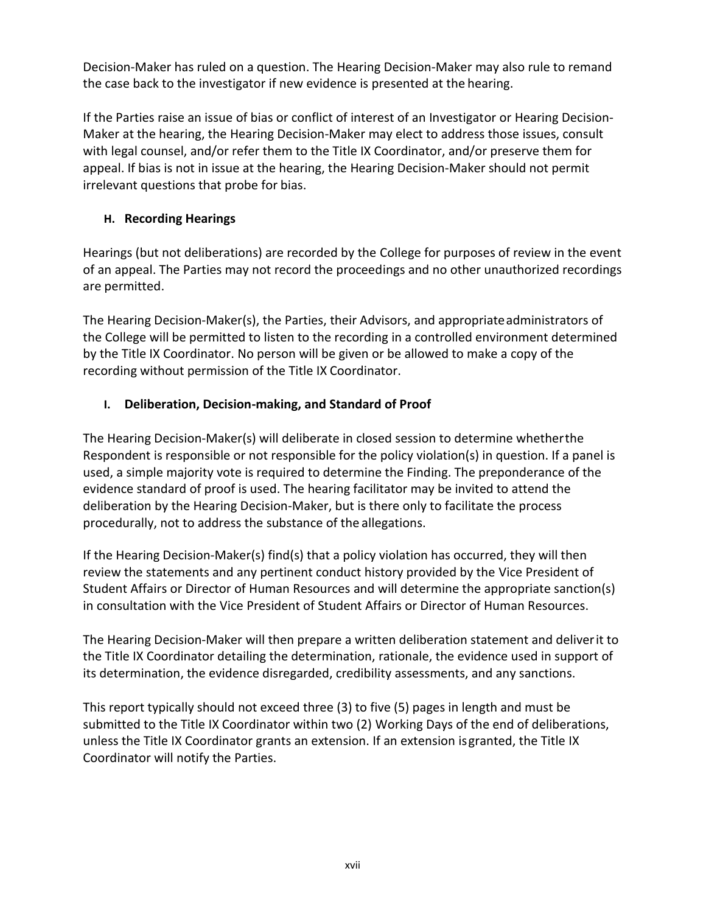Decision-Maker has ruled on a question. The Hearing Decision-Maker may also rule to remand the case back to the investigator if new evidence is presented at the hearing.

If the Parties raise an issue of bias or conflict of interest of an Investigator or Hearing Decision-Maker at the hearing, the Hearing Decision-Maker may elect to address those issues, consult with legal counsel, and/or refer them to the Title IX Coordinator, and/or preserve them for appeal. If bias is not in issue at the hearing, the Hearing Decision-Maker should not permit irrelevant questions that probe for bias.

### H. Recording Hearings

Hearings (but not deliberations) are recorded by the College for purposes of review in the event of an appeal. The Parties may not record the proceedings and no other unauthorized recordings are permitted.

The Hearing Decision-Maker(s), the Parties, their Advisors, and appropriate administrators of the College will be permitted to listen to the recording in a controlled environment determined by the Title IX Coordinator. No person will be given or be allowed to make a copy of the recording without permission of the Title IX Coordinator.

### I. Deliberation, Decision-making, and Standard of Proof

The Hearing Decision-Maker(s) will deliberate in closed session to determine whether the Respondent is responsible or not responsible for the policy violation(s) in question. If a panel is used, a simple majority vote is required to determine the Finding. The preponderance of the evidence standard of proof is used. The hearing facilitator may be invited to attend the deliberation by the Hearing Decision-Maker, but is there only to facilitate the process procedurally, not to address the substance of the allegations.

If the Hearing Decision-Maker(s) find(s) that a policy violation has occurred, they will then review the statements and any pertinent conduct history provided by the Vice President of Student Affairs or Director of Human Resources and will determine the appropriate sanction(s) in consultation with the Vice President of Student Affairs or Director of Human Resources.

The Hearing Decision-Maker will then prepare a written deliberation statement and deliver it to the Title IX Coordinator detailing the determination, rationale, the evidence used in support of its determination, the evidence disregarded, credibility assessments, and any sanctions.

This report typically should not exceed three (3) to five (5) pages in length and must be submitted to the Title IX Coordinator within two (2) Working Days of the end of deliberations, unless the Title IX Coordinator grants an extension. If an extension is granted, the Title IX Coordinator will notify the Parties.